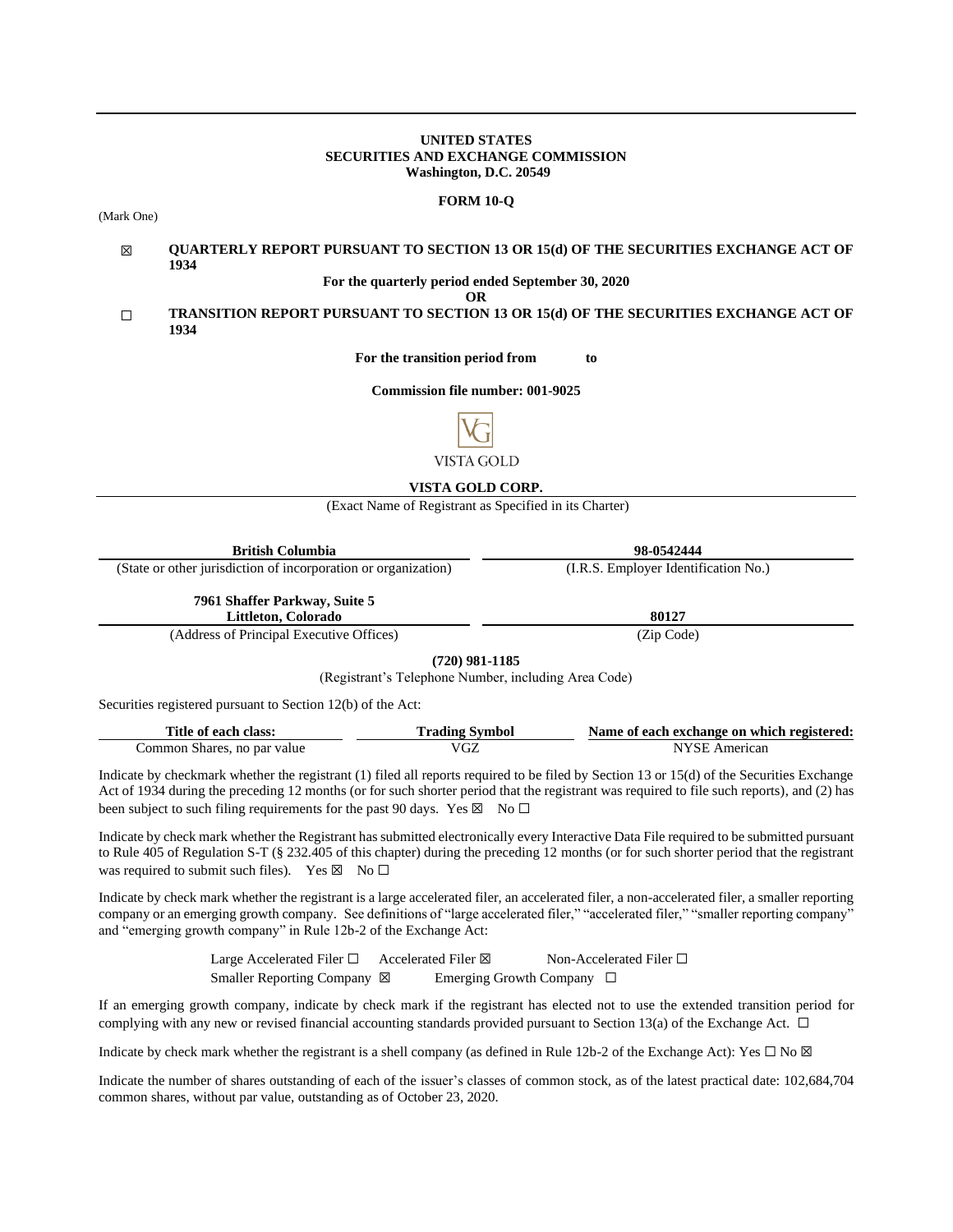**UNITED STATES**
**SECURITIES AND EXCHANGE COMMISSION**
**Washington, D.C. 20549**

**FORM 10-Q**

(Mark One)

☒ **QUARTERLY REPORT PURSUANT TO SECTION 13 OR 15(d) OF THE SECURITIES EXCHANGE ACT OF 1934**

**For the quarterly period ended September 30, 2020**

**OR**

☐ **TRANSITION REPORT PURSUANT TO SECTION 13 OR 15(d) OF THE SECURITIES EXCHANGE ACT OF 1934**

**For the transition period from to**

**Commission file number: 001-9025**

VISTA GOLD

**VISTA GOLD CORP.**

(Exact Name of Registrant as Specified in its Charter)

| **British Columbia** | **98-0542444** |
|---|---|
| (State or other jurisdiction of incorporation or organization) | (I.R.S. Employer Identification No.) |
| **7961 Shaffer Parkway, Suite 5 Littleton, Colorado** | **80127** |
| (Address of Principal Executive Offices) | (Zip Code) |

**(720) 981-1185**

(Registrant's Telephone Number, including Area Code)

Securities registered pursuant to Section 12(b) of the Act:

| Title of each class: | Trading Symbol | Name of each exchange on which registered: |
|---|---|---|
| Common Shares, no par value | VGZ | NYSE American |

Indicate by checkmark whether the registrant (1) filed all reports required to be filed by Section 13 or 15(d) of the Securities Exchange Act of 1934 during the preceding 12 months (or for such shorter period that the registrant was required to file such reports), and (2) has been subject to such filing requirements for the past 90 days. Yes ☒ No ☐

Indicate by check mark whether the Registrant has submitted electronically every Interactive Data File required to be submitted pursuant to Rule 405 of Regulation S-T (§ 232.405 of this chapter) during the preceding 12 months (or for such shorter period that the registrant was required to submit such files). Yes ☒ No ☐

Indicate by check mark whether the registrant is a large accelerated filer, an accelerated filer, a non-accelerated filer, a smaller reporting company or an emerging growth company. See definitions of "large accelerated filer," "accelerated filer," "smaller reporting company" and "emerging growth company" in Rule 12b-2 of the Exchange Act:

Large Accelerated Filer ☐ Accelerated Filer ☒ Non-Accelerated Filer ☐
Smaller Reporting Company ☒ Emerging Growth Company ☐

If an emerging growth company, indicate by check mark if the registrant has elected not to use the extended transition period for complying with any new or revised financial accounting standards provided pursuant to Section 13(a) of the Exchange Act. ☐

Indicate by check mark whether the registrant is a shell company (as defined in Rule 12b-2 of the Exchange Act): Yes ☐ No ☒

Indicate the number of shares outstanding of each of the issuer's classes of common stock, as of the latest practical date: 102,684,704 common shares, without par value, outstanding as of October 23, 2020.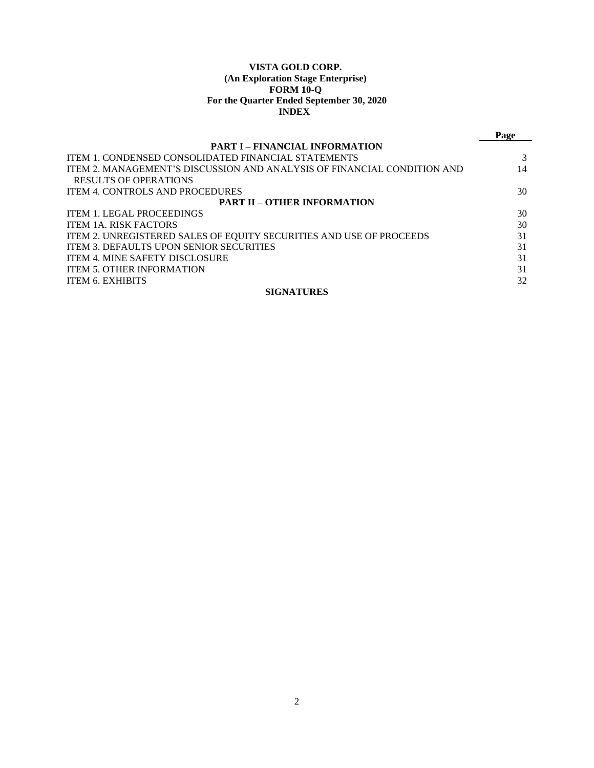**VISTA GOLD CORP.**
**(An Exploration Stage Enterprise)**
**FORM 10-Q**
**For the Quarter Ended September 30, 2020**
**INDEX**

| | Page |
|---|---|
| **PART I – FINANCIAL INFORMATION** | |
| ITEM 1. CONDENSED CONSOLIDATED FINANCIAL STATEMENTS | 3 |
| ITEM 2. MANAGEMENT'S DISCUSSION AND ANALYSIS OF FINANCIAL CONDITION AND RESULTS OF OPERATIONS | 14 |
| ITEM 4. CONTROLS AND PROCEDURES | 30 |
| **PART II – OTHER INFORMATION** | |
| ITEM 1. LEGAL PROCEEDINGS | 30 |
| ITEM 1A. RISK FACTORS | 30 |
| ITEM 2. UNREGISTERED SALES OF EQUITY SECURITIES AND USE OF PROCEEDS | 31 |
| ITEM 3. DEFAULTS UPON SENIOR SECURITIES | 31 |
| ITEM 4. MINE SAFETY DISCLOSURE | 31 |
| ITEM 5. OTHER INFORMATION | 31 |
| ITEM 6. EXHIBITS | 32 |
| **SIGNATURES** | |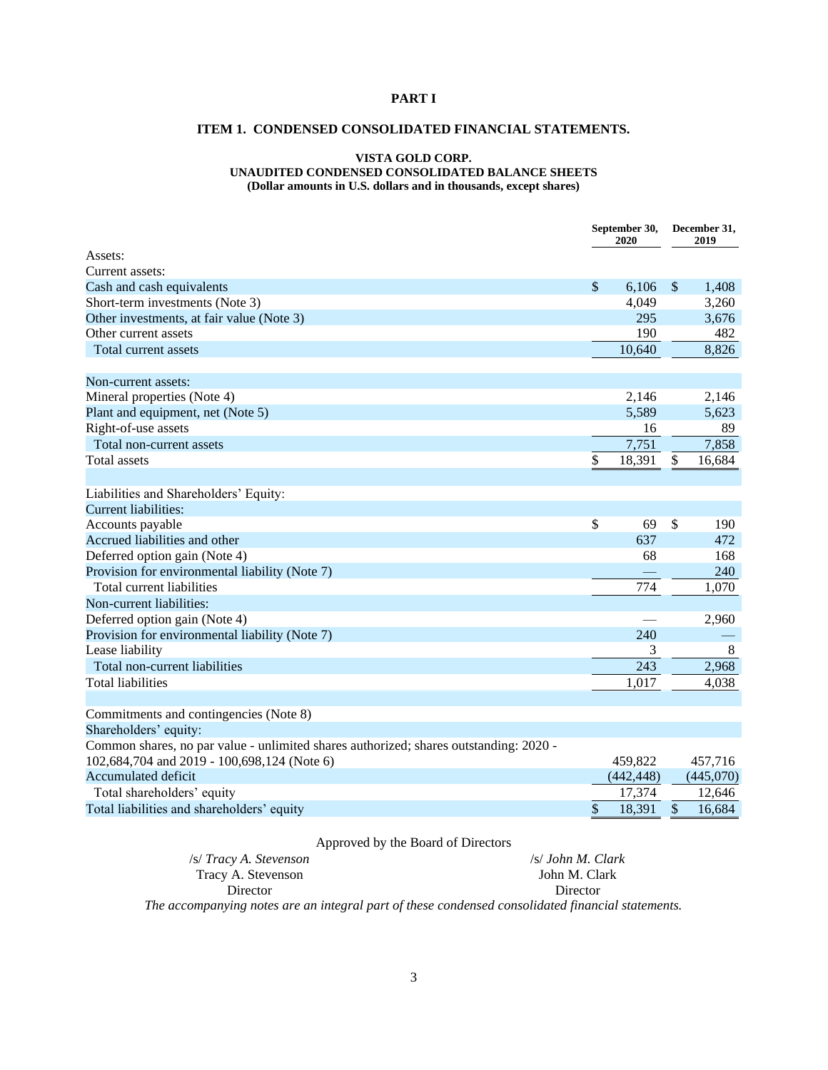# PART I

## ITEM 1. CONDENSED CONSOLIDATED FINANCIAL STATEMENTS.

### VISTA GOLD CORP.
### UNAUDITED CONDENSED CONSOLIDATED BALANCE SHEETS
### (Dollar amounts in U.S. dollars and in thousands, except shares)

| | September 30, 2020 | December 31, 2019 |
|---|---|---|
| Assets: | | |
| Current assets: | | |
| Cash and cash equivalents | $ 6,106 | $ 1,408 |
| Short-term investments (Note 3) | 4,049 | 3,260 |
| Other investments, at fair value (Note 3) | 295 | 3,676 |
| Other current assets | 190 | 482 |
| Total current assets | 10,640 | 8,826 |
| | | |
| Non-current assets: | | |
| Mineral properties (Note 4) | 2,146 | 2,146 |
| Plant and equipment, net (Note 5) | 5,589 | 5,623 |
| Right-of-use assets | 16 | 89 |
| Total non-current assets | 7,751 | 7,858 |
| Total assets | $ 18,391 | $ 16,684 |
| | | |
| Liabilities and Shareholders' Equity: | | |
| Current liabilities: | | |
| Accounts payable | $ 69 | $ 190 |
| Accrued liabilities and other | 637 | 472 |
| Deferred option gain (Note 4) | 68 | 168 |
| Provision for environmental liability (Note 7) | — | 240 |
| Total current liabilities | 774 | 1,070 |
| Non-current liabilities: | | |
| Deferred option gain (Note 4) | — | 2,960 |
| Provision for environmental liability (Note 7) | 240 | — |
| Lease liability | 3 | 8 |
| Total non-current liabilities | 243 | 2,968 |
| Total liabilities | 1,017 | 4,038 |
| | | |
| Commitments and contingencies (Note 8) | | |
| Shareholders' equity: | | |
| Common shares, no par value - unlimited shares authorized; shares outstanding: 2020 - 102,684,704 and 2019 - 100,698,124 (Note 6) | 459,822 | 457,716 |
| Accumulated deficit | (442,448) | (445,070) |
| Total shareholders' equity | 17,374 | 12,646 |
| Total liabilities and shareholders' equity | $ 18,391 | $ 16,684 |

Approved by the Board of Directors

| | |
|---|---|
| /s/ *Tracy A. Stevenson* | /s/ *John M. Clark* |
| Tracy A. Stevenson | John M. Clark |
| Director | Director |

*The accompanying notes are an integral part of these condensed consolidated financial statements.*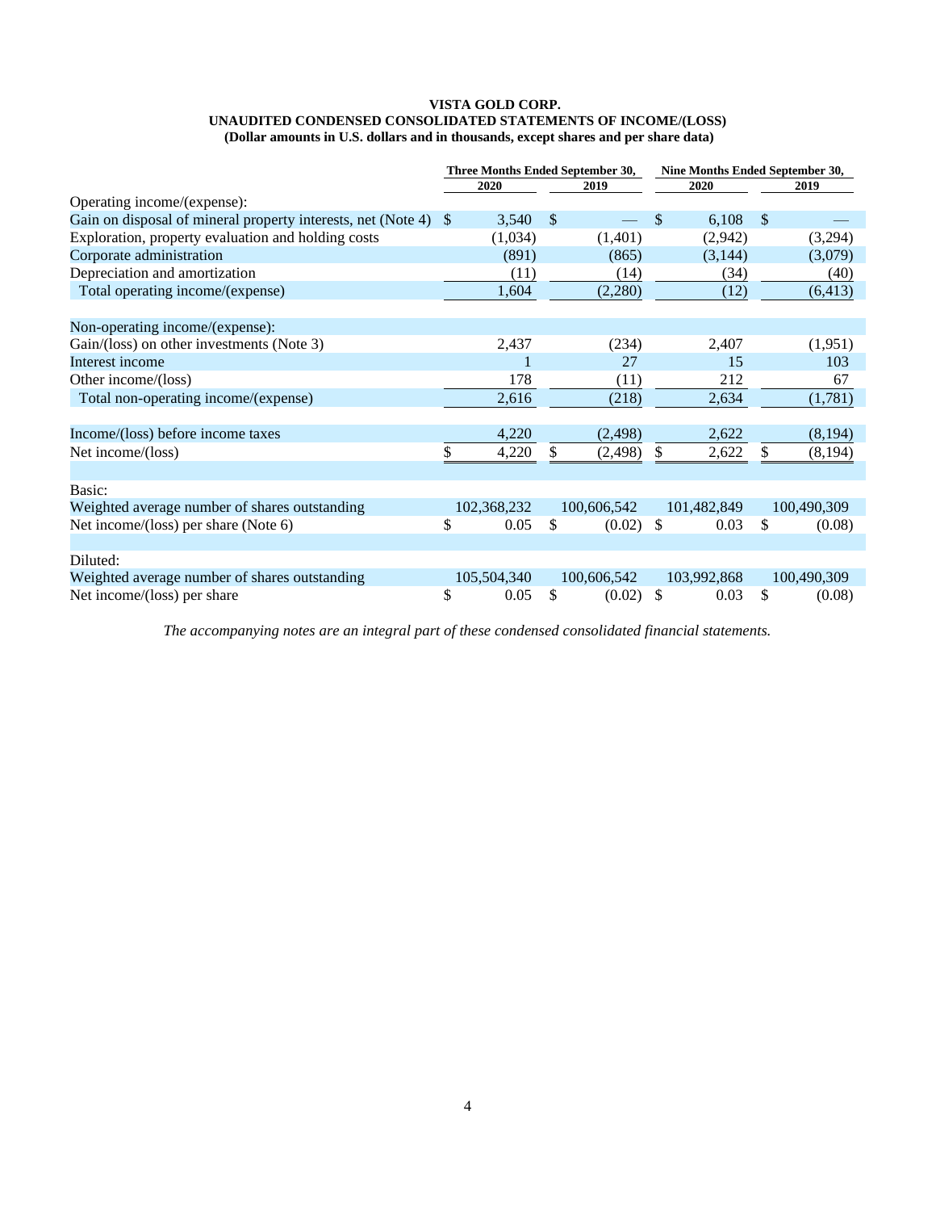**VISTA GOLD CORP.**
**UNAUDITED CONDENSED CONSOLIDATED STATEMENTS OF INCOME/(LOSS)**
**(Dollar amounts in U.S. dollars and in thousands, except shares and per share data)**

| | Three Months Ended September 30, | | Nine Months Ended September 30, | |
|---|---|---|---|---|
| | 2020 | 2019 | 2020 | 2019 |
| Operating income/(expense): | | | | |
| Gain on disposal of mineral property interests, net (Note 4) | $ 3,540 | $ — | $ 6,108 | $ — |
| Exploration, property evaluation and holding costs | (1,034) | (1,401) | (2,942) | (3,294) |
| Corporate administration | (891) | (865) | (3,144) | (3,079) |
| Depreciation and amortization | (11) | (14) | (34) | (40) |
| Total operating income/(expense) | 1,604 | (2,280) | (12) | (6,413) |
| | | | | |
| Non-operating income/(expense): | | | | |
| Gain/(loss) on other investments (Note 3) | 2,437 | (234) | 2,407 | (1,951) |
| Interest income | 1 | 27 | 15 | 103 |
| Other income/(loss) | 178 | (11) | 212 | 67 |
| Total non-operating income/(expense) | 2,616 | (218) | 2,634 | (1,781) |
| | | | | |
| Income/(loss) before income taxes | 4,220 | (2,498) | 2,622 | (8,194) |
| Net income/(loss) | $ 4,220 | $ (2,498) | $ 2,622 | $ (8,194) |
| | | | | |
| Basic: | | | | |
| Weighted average number of shares outstanding | 102,368,232 | 100,606,542 | 101,482,849 | 100,490,309 |
| Net income/(loss) per share (Note 6) | $ 0.05 | $ (0.02) | $ 0.03 | $ (0.08) |
| | | | | |
| Diluted: | | | | |
| Weighted average number of shares outstanding | 105,504,340 | 100,606,542 | 103,992,868 | 100,490,309 |
| Net income/(loss) per share | $ 0.05 | $ (0.02) | $ 0.03 | $ (0.08) |

*The accompanying notes are an integral part of these condensed consolidated financial statements.*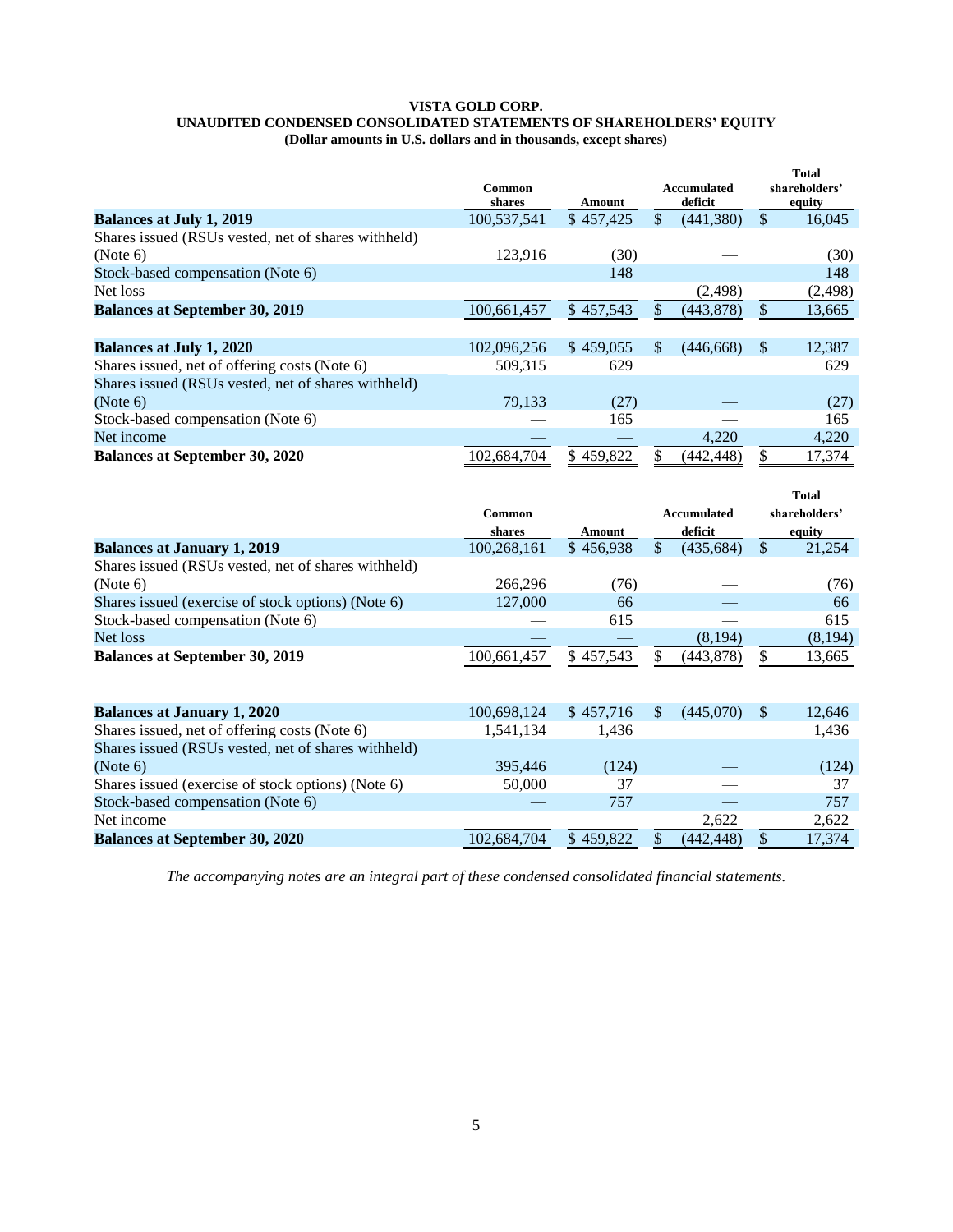**VISTA GOLD CORP.**
**UNAUDITED CONDENSED CONSOLIDATED STATEMENTS OF SHAREHOLDERS' EQUITY**
**(Dollar amounts in U.S. dollars and in thousands, except shares)**

| | Common shares | Amount | Accumulated deficit | Total shareholders' equity |
|---|---|---|---|---|
| **Balances at July 1, 2019** | 100,537,541 | $ 457,425 | $ (441,380) | $ 16,045 |
| Shares issued (RSUs vested, net of shares withheld) (Note 6) | 123,916 | (30) | — | (30) |
| Stock-based compensation (Note 6) | — | 148 | — | 148 |
| Net loss | — | — | (2,498) | (2,498) |
| **Balances at September 30, 2019** | 100,661,457 | $ 457,543 | $ (443,878) | $ 13,665 |
| | | | | |
| **Balances at July 1, 2020** | 102,096,256 | $ 459,055 | $ (446,668) | $ 12,387 |
| Shares issued, net of offering costs (Note 6) | 509,315 | 629 | | 629 |
| Shares issued (RSUs vested, net of shares withheld) (Note 6) | 79,133 | (27) | — | (27) |
| Stock-based compensation (Note 6) | — | 165 | — | 165 |
| Net income | — | — | 4,220 | 4,220 |
| **Balances at September 30, 2020** | 102,684,704 | $ 459,822 | $ (442,448) | $ 17,374 |

| | Common shares | Amount | Accumulated deficit | Total shareholders' equity |
|---|---|---|---|---|
| **Balances at January 1, 2019** | 100,268,161 | $ 456,938 | $ (435,684) | $ 21,254 |
| Shares issued (RSUs vested, net of shares withheld) (Note 6) | 266,296 | (76) | — | (76) |
| Shares issued (exercise of stock options) (Note 6) | 127,000 | 66 | — | 66 |
| Stock-based compensation (Note 6) | — | 615 | — | 615 |
| Net loss | — | — | (8,194) | (8,194) |
| **Balances at September 30, 2019** | 100,661,457 | $ 457,543 | $ (443,878) | $ 13,665 |
| | | | | |
| **Balances at January 1, 2020** | 100,698,124 | $ 457,716 | $ (445,070) | $ 12,646 |
| Shares issued, net of offering costs (Note 6) | 1,541,134 | 1,436 | | 1,436 |
| Shares issued (RSUs vested, net of shares withheld) (Note 6) | 395,446 | (124) | — | (124) |
| Shares issued (exercise of stock options) (Note 6) | 50,000 | 37 | — | 37 |
| Stock-based compensation (Note 6) | — | 757 | — | 757 |
| Net income | — | — | 2,622 | 2,622 |
| **Balances at September 30, 2020** | 102,684,704 | $ 459,822 | $ (442,448) | $ 17,374 |

*The accompanying notes are an integral part of these condensed consolidated financial statements.*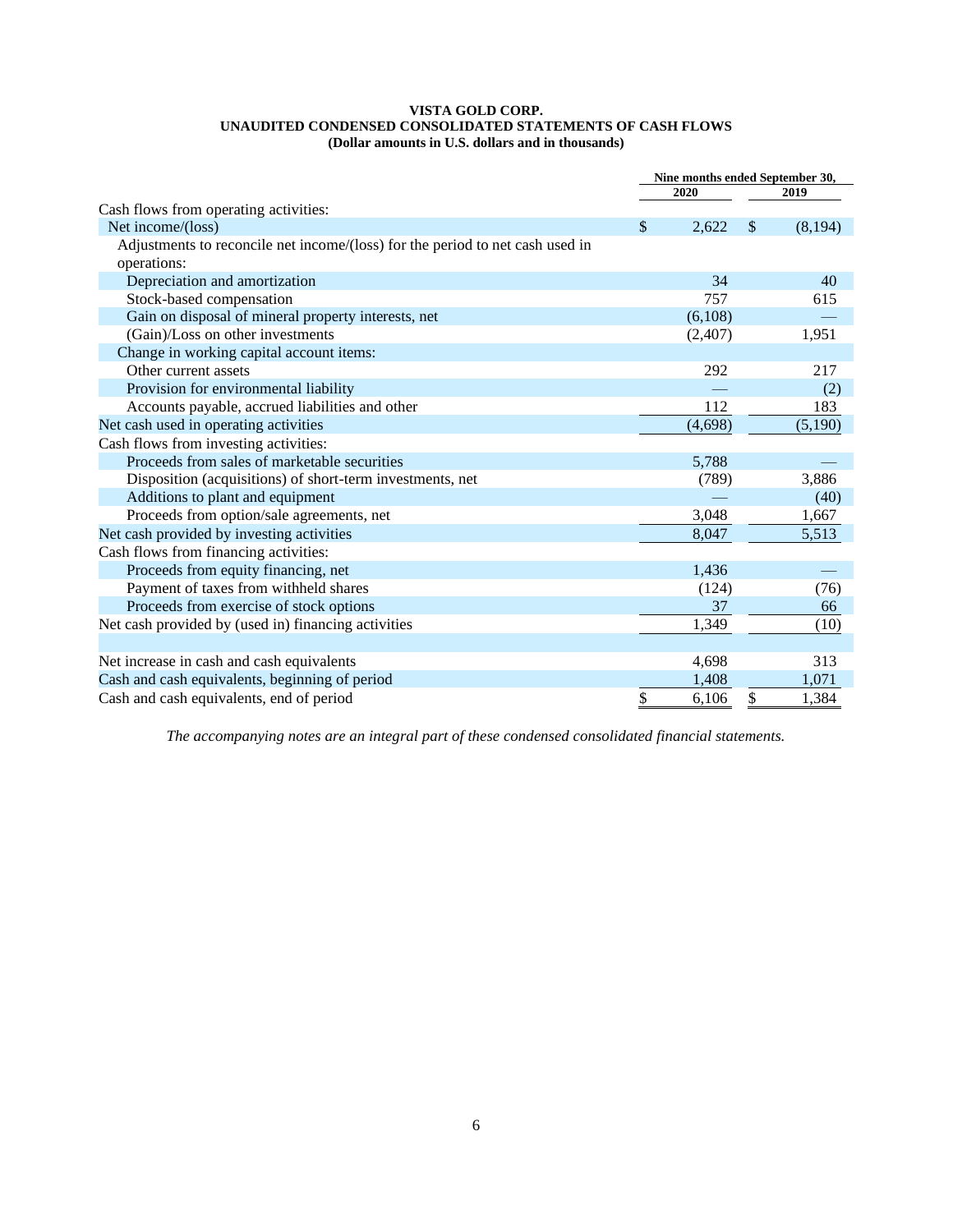**VISTA GOLD CORP.**
**UNAUDITED CONDENSED CONSOLIDATED STATEMENTS OF CASH FLOWS**
**(Dollar amounts in U.S. dollars and in thousands)**

| | Nine months ended September 30, | |
|---|---|---|
| | 2020 | 2019 |
| Cash flows from operating activities: | | |
| Net income/(loss) | $ 2,622 | $ (8,194) |
| Adjustments to reconcile net income/(loss) for the period to net cash used in operations: | | |
| Depreciation and amortization | 34 | 40 |
| Stock-based compensation | 757 | 615 |
| Gain on disposal of mineral property interests, net | (6,108) | — |
| (Gain)/Loss on other investments | (2,407) | 1,951 |
| Change in working capital account items: | | |
| Other current assets | 292 | 217 |
| Provision for environmental liability | — | (2) |
| Accounts payable, accrued liabilities and other | 112 | 183 |
| Net cash used in operating activities | (4,698) | (5,190) |
| Cash flows from investing activities: | | |
| Proceeds from sales of marketable securities | 5,788 | — |
| Disposition (acquisitions) of short-term investments, net | (789) | 3,886 |
| Additions to plant and equipment | — | (40) |
| Proceeds from option/sale agreements, net | 3,048 | 1,667 |
| Net cash provided by investing activities | 8,047 | 5,513 |
| Cash flows from financing activities: | | |
| Proceeds from equity financing, net | 1,436 | — |
| Payment of taxes from withheld shares | (124) | (76) |
| Proceeds from exercise of stock options | 37 | 66 |
| Net cash provided by (used in) financing activities | 1,349 | (10) |
| | | |
| Net increase in cash and cash equivalents | 4,698 | 313 |
| Cash and cash equivalents, beginning of period | 1,408 | 1,071 |
| Cash and cash equivalents, end of period | $ 6,106 | $ 1,384 |

*The accompanying notes are an integral part of these condensed consolidated financial statements.*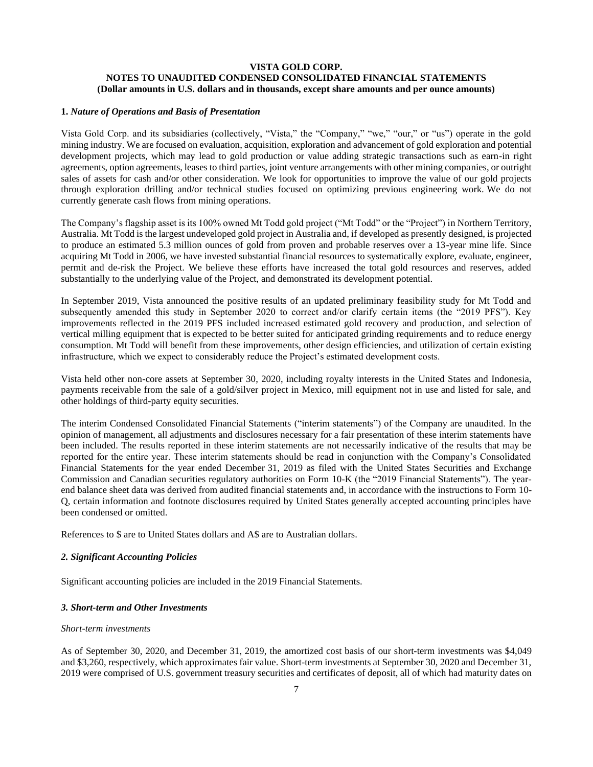**VISTA GOLD CORP.**
**NOTES TO UNAUDITED CONDENSED CONSOLIDATED FINANCIAL STATEMENTS**
**(Dollar amounts in U.S. dollars and in thousands, except share amounts and per ounce amounts)**

## 1. *Nature of Operations and Basis of Presentation*

Vista Gold Corp. and its subsidiaries (collectively, "Vista," the "Company," "we," "our," or "us") operate in the gold mining industry. We are focused on evaluation, acquisition, exploration and advancement of gold exploration and potential development projects, which may lead to gold production or value adding strategic transactions such as earn-in right agreements, option agreements, leases to third parties, joint venture arrangements with other mining companies, or outright sales of assets for cash and/or other consideration. We look for opportunities to improve the value of our gold projects through exploration drilling and/or technical studies focused on optimizing previous engineering work. We do not currently generate cash flows from mining operations.

The Company's flagship asset is its 100% owned Mt Todd gold project ("Mt Todd" or the "Project") in Northern Territory, Australia. Mt Todd is the largest undeveloped gold project in Australia and, if developed as presently designed, is projected to produce an estimated 5.3 million ounces of gold from proven and probable reserves over a 13-year mine life. Since acquiring Mt Todd in 2006, we have invested substantial financial resources to systematically explore, evaluate, engineer, permit and de-risk the Project. We believe these efforts have increased the total gold resources and reserves, added substantially to the underlying value of the Project, and demonstrated its development potential.

In September 2019, Vista announced the positive results of an updated preliminary feasibility study for Mt Todd and subsequently amended this study in September 2020 to correct and/or clarify certain items (the "2019 PFS"). Key improvements reflected in the 2019 PFS included increased estimated gold recovery and production, and selection of vertical milling equipment that is expected to be better suited for anticipated grinding requirements and to reduce energy consumption. Mt Todd will benefit from these improvements, other design efficiencies, and utilization of certain existing infrastructure, which we expect to considerably reduce the Project's estimated development costs.

Vista held other non-core assets at September 30, 2020, including royalty interests in the United States and Indonesia, payments receivable from the sale of a gold/silver project in Mexico, mill equipment not in use and listed for sale, and other holdings of third-party equity securities.

The interim Condensed Consolidated Financial Statements ("interim statements") of the Company are unaudited. In the opinion of management, all adjustments and disclosures necessary for a fair presentation of these interim statements have been included. The results reported in these interim statements are not necessarily indicative of the results that may be reported for the entire year. These interim statements should be read in conjunction with the Company's Consolidated Financial Statements for the year ended December 31, 2019 as filed with the United States Securities and Exchange Commission and Canadian securities regulatory authorities on Form 10-K (the "2019 Financial Statements"). The year-end balance sheet data was derived from audited financial statements and, in accordance with the instructions to Form 10-Q, certain information and footnote disclosures required by United States generally accepted accounting principles have been condensed or omitted.

References to $ are to United States dollars and A$ are to Australian dollars.

## *2. Significant Accounting Policies*

Significant accounting policies are included in the 2019 Financial Statements.

## *3. Short-term and Other Investments*

*Short-term investments*

As of September 30, 2020, and December 31, 2019, the amortized cost basis of our short-term investments was $4,049 and $3,260, respectively, which approximates fair value. Short-term investments at September 30, 2020 and December 31, 2019 were comprised of U.S. government treasury securities and certificates of deposit, all of which had maturity dates on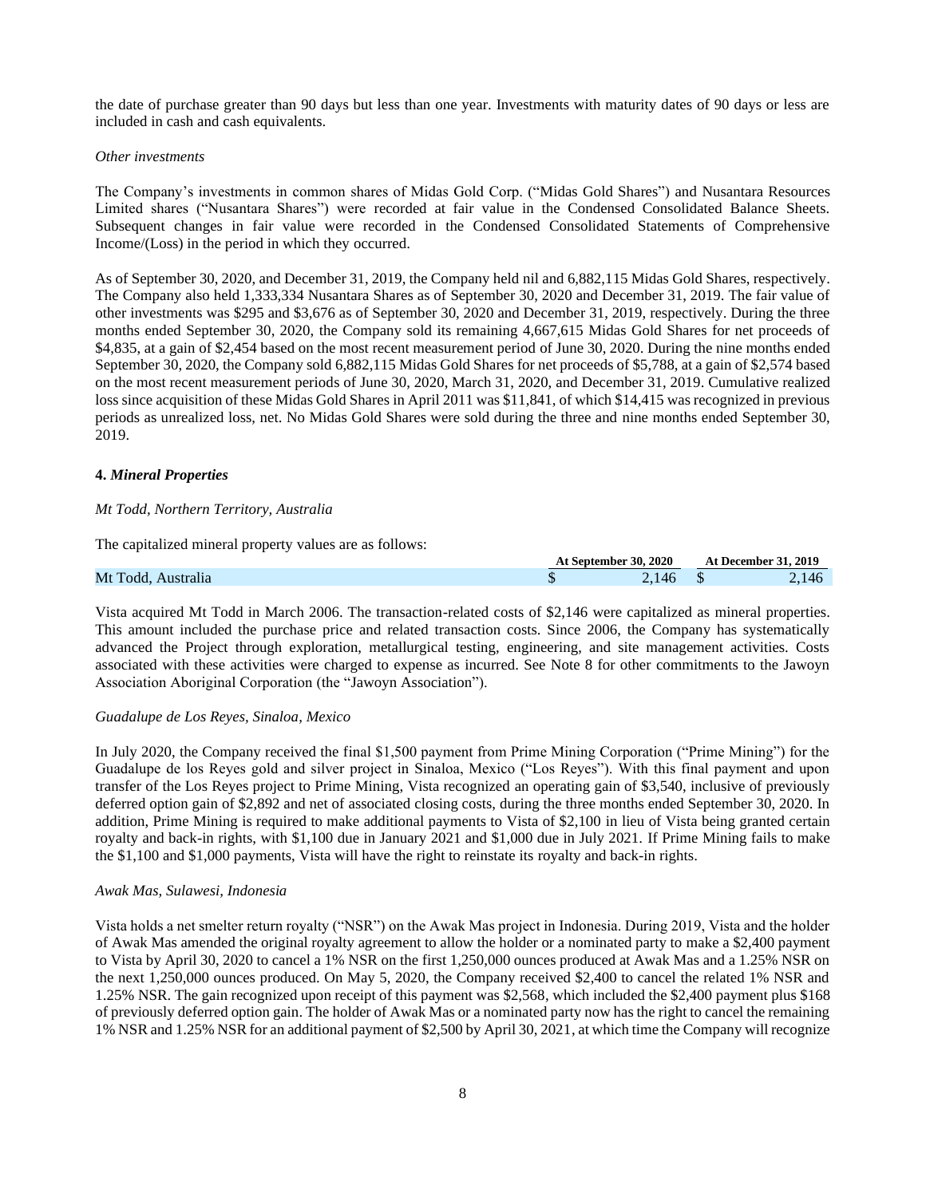the date of purchase greater than 90 days but less than one year. Investments with maturity dates of 90 days or less are included in cash and cash equivalents.

*Other investments*

The Company's investments in common shares of Midas Gold Corp. ("Midas Gold Shares") and Nusantara Resources Limited shares ("Nusantara Shares") were recorded at fair value in the Condensed Consolidated Balance Sheets. Subsequent changes in fair value were recorded in the Condensed Consolidated Statements of Comprehensive Income/(Loss) in the period in which they occurred.

As of September 30, 2020, and December 31, 2019, the Company held nil and 6,882,115 Midas Gold Shares, respectively. The Company also held 1,333,334 Nusantara Shares as of September 30, 2020 and December 31, 2019. The fair value of other investments was $295 and $3,676 as of September 30, 2020 and December 31, 2019, respectively. During the three months ended September 30, 2020, the Company sold its remaining 4,667,615 Midas Gold Shares for net proceeds of $4,835, at a gain of $2,454 based on the most recent measurement period of June 30, 2020. During the nine months ended September 30, 2020, the Company sold 6,882,115 Midas Gold Shares for net proceeds of $5,788, at a gain of $2,574 based on the most recent measurement periods of June 30, 2020, March 31, 2020, and December 31, 2019. Cumulative realized loss since acquisition of these Midas Gold Shares in April 2011 was $11,841, of which $14,415 was recognized in previous periods as unrealized loss, net. No Midas Gold Shares were sold during the three and nine months ended September 30, 2019.

**4. *Mineral Properties***

*Mt Todd, Northern Territory, Australia*

The capitalized mineral property values are as follows:

| | At September 30, 2020 | At December 31, 2019 |
|---|---|---|
| Mt Todd, Australia | $ 2,146 | $ 2,146 |

Vista acquired Mt Todd in March 2006. The transaction-related costs of $2,146 were capitalized as mineral properties. This amount included the purchase price and related transaction costs. Since 2006, the Company has systematically advanced the Project through exploration, metallurgical testing, engineering, and site management activities. Costs associated with these activities were charged to expense as incurred. See Note 8 for other commitments to the Jawoyn Association Aboriginal Corporation (the "Jawoyn Association").

*Guadalupe de Los Reyes, Sinaloa, Mexico*

In July 2020, the Company received the final $1,500 payment from Prime Mining Corporation ("Prime Mining") for the Guadalupe de los Reyes gold and silver project in Sinaloa, Mexico ("Los Reyes"). With this final payment and upon transfer of the Los Reyes project to Prime Mining, Vista recognized an operating gain of $3,540, inclusive of previously deferred option gain of $2,892 and net of associated closing costs, during the three months ended September 30, 2020. In addition, Prime Mining is required to make additional payments to Vista of $2,100 in lieu of Vista being granted certain royalty and back-in rights, with $1,100 due in January 2021 and $1,000 due in July 2021. If Prime Mining fails to make the $1,100 and $1,000 payments, Vista will have the right to reinstate its royalty and back-in rights.

*Awak Mas, Sulawesi, Indonesia*

Vista holds a net smelter return royalty ("NSR") on the Awak Mas project in Indonesia. During 2019, Vista and the holder of Awak Mas amended the original royalty agreement to allow the holder or a nominated party to make a $2,400 payment to Vista by April 30, 2020 to cancel a 1% NSR on the first 1,250,000 ounces produced at Awak Mas and a 1.25% NSR on the next 1,250,000 ounces produced. On May 5, 2020, the Company received $2,400 to cancel the related 1% NSR and 1.25% NSR. The gain recognized upon receipt of this payment was $2,568, which included the $2,400 payment plus $168 of previously deferred option gain. The holder of Awak Mas or a nominated party now has the right to cancel the remaining 1% NSR and 1.25% NSR for an additional payment of $2,500 by April 30, 2021, at which time the Company will recognize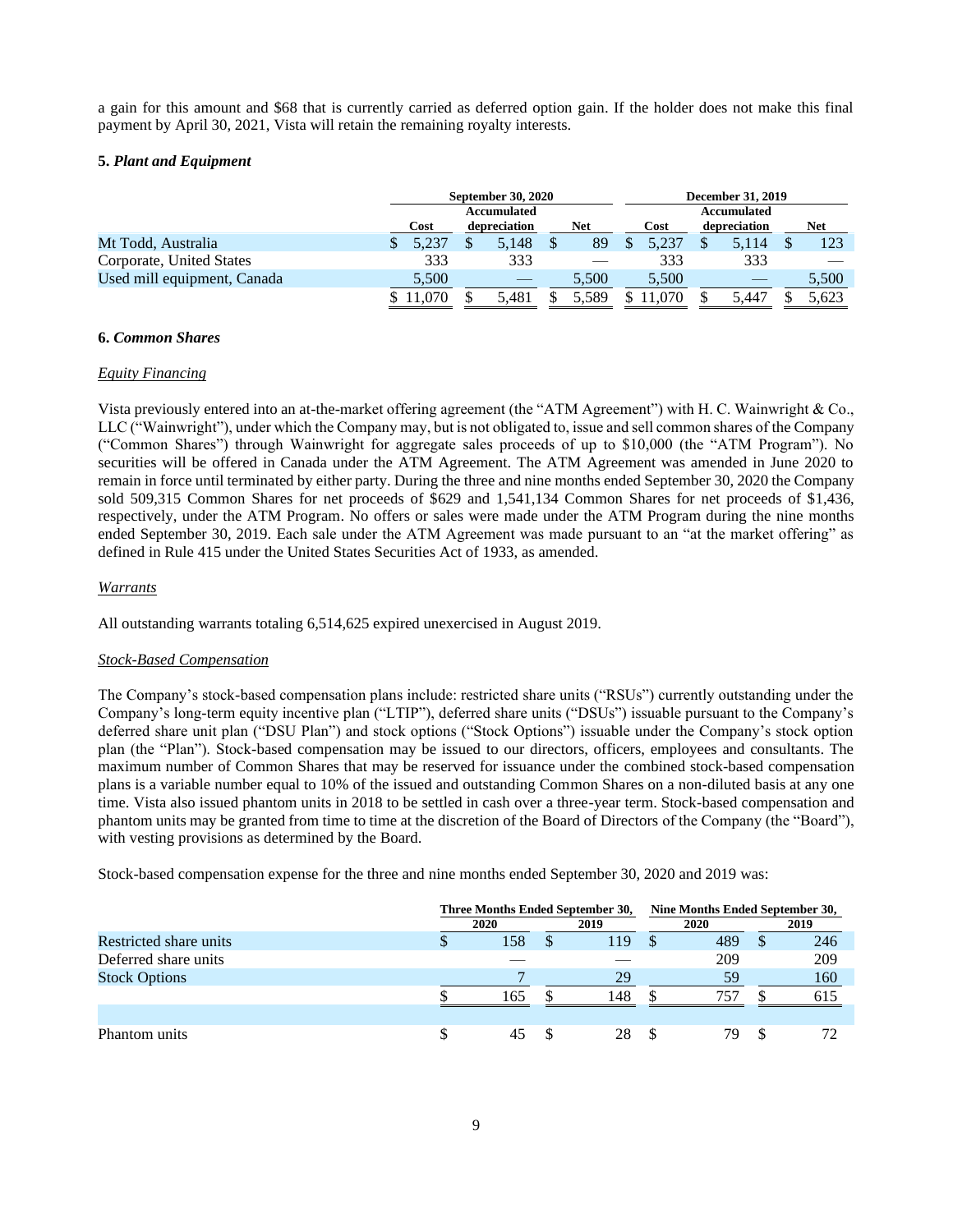a gain for this amount and $68 that is currently carried as deferred option gain. If the holder does not make this final payment by April 30, 2021, Vista will retain the remaining royalty interests.

### 5. *Plant and Equipment*

| | September 30, 2020 | | | December 31, 2019 | | |
|---|---|---|---|---|---|---|
| | Cost | Accumulated depreciation | Net | Cost | Accumulated depreciation | Net |
| Mt Todd, Australia | $ 5,237 | $ 5,148 | $ 89 | $ 5,237 | $ 5,114 | $ 123 |
| Corporate, United States | 333 | 333 | — | 333 | 333 | — |
| Used mill equipment, Canada | 5,500 | — | 5,500 | 5,500 | — | 5,500 |
| | $ 11,070 | $ 5,481 | $ 5,589 | $ 11,070 | $ 5,447 | $ 5,623 |

### 6. *Common Shares*

*Equity Financing*

Vista previously entered into an at-the-market offering agreement (the "ATM Agreement") with H. C. Wainwright & Co., LLC ("Wainwright"), under which the Company may, but is not obligated to, issue and sell common shares of the Company ("Common Shares") through Wainwright for aggregate sales proceeds of up to $10,000 (the "ATM Program"). No securities will be offered in Canada under the ATM Agreement. The ATM Agreement was amended in June 2020 to remain in force until terminated by either party. During the three and nine months ended September 30, 2020 the Company sold 509,315 Common Shares for net proceeds of $629 and 1,541,134 Common Shares for net proceeds of $1,436, respectively, under the ATM Program. No offers or sales were made under the ATM Program during the nine months ended September 30, 2019. Each sale under the ATM Agreement was made pursuant to an "at the market offering" as defined in Rule 415 under the United States Securities Act of 1933, as amended.

*Warrants*

All outstanding warrants totaling 6,514,625 expired unexercised in August 2019.

*Stock-Based Compensation*

The Company's stock-based compensation plans include: restricted share units ("RSUs") currently outstanding under the Company's long-term equity incentive plan ("LTIP"), deferred share units ("DSUs") issuable pursuant to the Company's deferred share unit plan ("DSU Plan") and stock options ("Stock Options") issuable under the Company's stock option plan (the "Plan"). Stock-based compensation may be issued to our directors, officers, employees and consultants. The maximum number of Common Shares that may be reserved for issuance under the combined stock-based compensation plans is a variable number equal to 10% of the issued and outstanding Common Shares on a non-diluted basis at any one time. Vista also issued phantom units in 2018 to be settled in cash over a three-year term. Stock-based compensation and phantom units may be granted from time to time at the discretion of the Board of Directors of the Company (the "Board"), with vesting provisions as determined by the Board.

Stock-based compensation expense for the three and nine months ended September 30, 2020 and 2019 was:

| | Three Months Ended September 30, | | Nine Months Ended September 30, | |
|---|---|---|---|---|
| | 2020 | 2019 | 2020 | 2019 |
| Restricted share units | $ 158 | $ 119 | $ 489 | $ 246 |
| Deferred share units | — | — | 209 | 209 |
| Stock Options | 7 | 29 | 59 | 160 |
| | $ 165 | $ 148 | $ 757 | $ 615 |
| | | | | |
| Phantom units | $ 45 | $ 28 | $ 79 | $ 72 |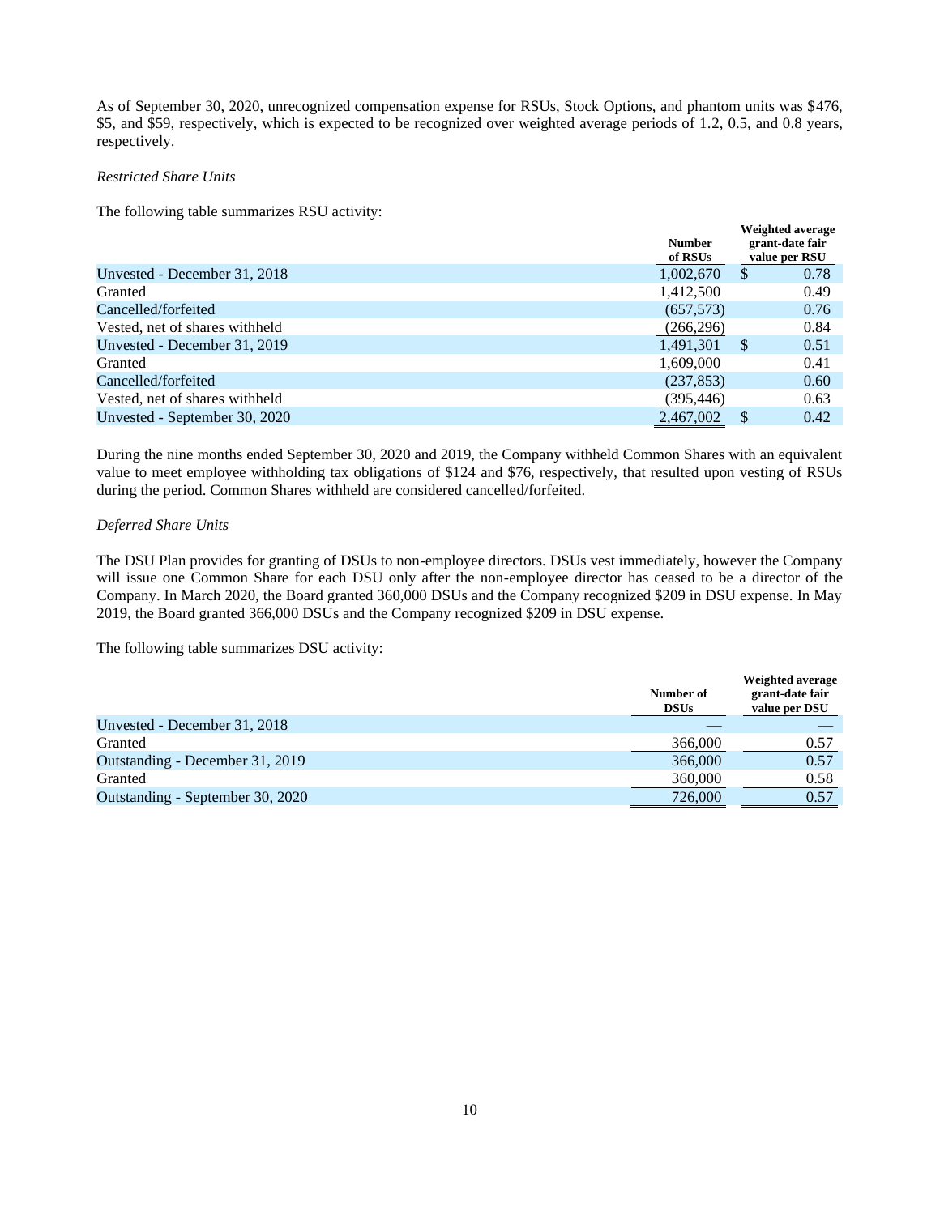As of September 30, 2020, unrecognized compensation expense for RSUs, Stock Options, and phantom units was $476, $5, and $59, respectively, which is expected to be recognized over weighted average periods of 1.2, 0.5, and 0.8 years, respectively.

*Restricted Share Units*

The following table summarizes RSU activity:

| | Number of RSUs | Weighted average grant-date fair value per RSU |
|---|---|---|
| Unvested - December 31, 2018 | 1,002,670 | $ 0.78 |
| Granted | 1,412,500 | 0.49 |
| Cancelled/forfeited | (657,573) | 0.76 |
| Vested, net of shares withheld | (266,296) | 0.84 |
| Unvested - December 31, 2019 | 1,491,301 | $ 0.51 |
| Granted | 1,609,000 | 0.41 |
| Cancelled/forfeited | (237,853) | 0.60 |
| Vested, net of shares withheld | (395,446) | 0.63 |
| Unvested - September 30, 2020 | 2,467,002 | $ 0.42 |

During the nine months ended September 30, 2020 and 2019, the Company withheld Common Shares with an equivalent value to meet employee withholding tax obligations of $124 and $76, respectively, that resulted upon vesting of RSUs during the period. Common Shares withheld are considered cancelled/forfeited.

*Deferred Share Units*

The DSU Plan provides for granting of DSUs to non-employee directors. DSUs vest immediately, however the Company will issue one Common Share for each DSU only after the non-employee director has ceased to be a director of the Company. In March 2020, the Board granted 360,000 DSUs and the Company recognized $209 in DSU expense. In May 2019, the Board granted 366,000 DSUs and the Company recognized $209 in DSU expense.

The following table summarizes DSU activity:

| | Number of DSUs | Weighted average grant-date fair value per DSU |
|---|---|---|
| Unvested - December 31, 2018 | — | — |
| Granted | 366,000 | 0.57 |
| Outstanding - December 31, 2019 | 366,000 | 0.57 |
| Granted | 360,000 | 0.58 |
| Outstanding - September 30, 2020 | 726,000 | 0.57 |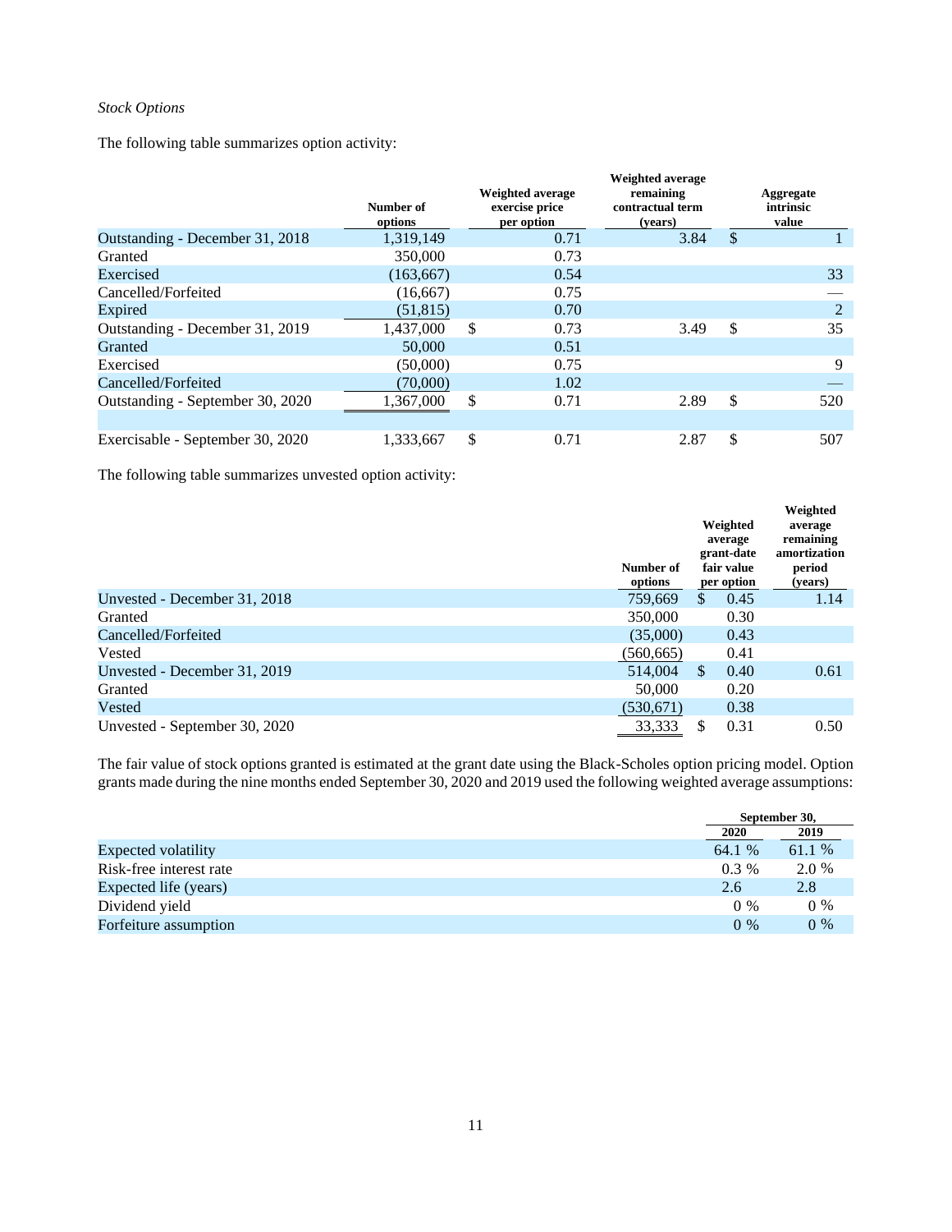*Stock Options*

The following table summarizes option activity:

| | Number of options | Weighted average exercise price per option | Weighted average remaining contractual term (years) | Aggregate intrinsic value |
|---|---|---|---|---|
| Outstanding - December 31, 2018 | 1,319,149 | 0.71 | 3.84 | $ 1 |
| Granted | 350,000 | 0.73 | | |
| Exercised | (163,667) | 0.54 | | 33 |
| Cancelled/Forfeited | (16,667) | 0.75 | | — |
| Expired | (51,815) | 0.70 | | 2 |
| Outstanding - December 31, 2019 | 1,437,000 | $ 0.73 | 3.49 | $ 35 |
| Granted | 50,000 | 0.51 | | |
| Exercised | (50,000) | 0.75 | | 9 |
| Cancelled/Forfeited | (70,000) | 1.02 | | — |
| Outstanding - September 30, 2020 | 1,367,000 | $ 0.71 | 2.89 | $ 520 |
| | | | | |
| Exercisable - September 30, 2020 | 1,333,667 | $ 0.71 | 2.87 | $ 507 |

The following table summarizes unvested option activity:

| | Number of options | Weighted average grant-date fair value per option | Weighted average remaining amortization period (years) |
|---|---|---|---|
| Unvested - December 31, 2018 | 759,669 | $ 0.45 | 1.14 |
| Granted | 350,000 | 0.30 | |
| Cancelled/Forfeited | (35,000) | 0.43 | |
| Vested | (560,665) | 0.41 | |
| Unvested - December 31, 2019 | 514,004 | $ 0.40 | 0.61 |
| Granted | 50,000 | 0.20 | |
| Vested | (530,671) | 0.38 | |
| Unvested - September 30, 2020 | 33,333 | $ 0.31 | 0.50 |

The fair value of stock options granted is estimated at the grant date using the Black-Scholes option pricing model. Option grants made during the nine months ended September 30, 2020 and 2019 used the following weighted average assumptions:

| | September 30, | |
|---|---|---|
| | 2020 | 2019 |
| Expected volatility | 64.1 % | 61.1 % |
| Risk-free interest rate | 0.3 % | 2.0 % |
| Expected life (years) | 2.6 | 2.8 |
| Dividend yield | 0 % | 0 % |
| Forfeiture assumption | 0 % | 0 % |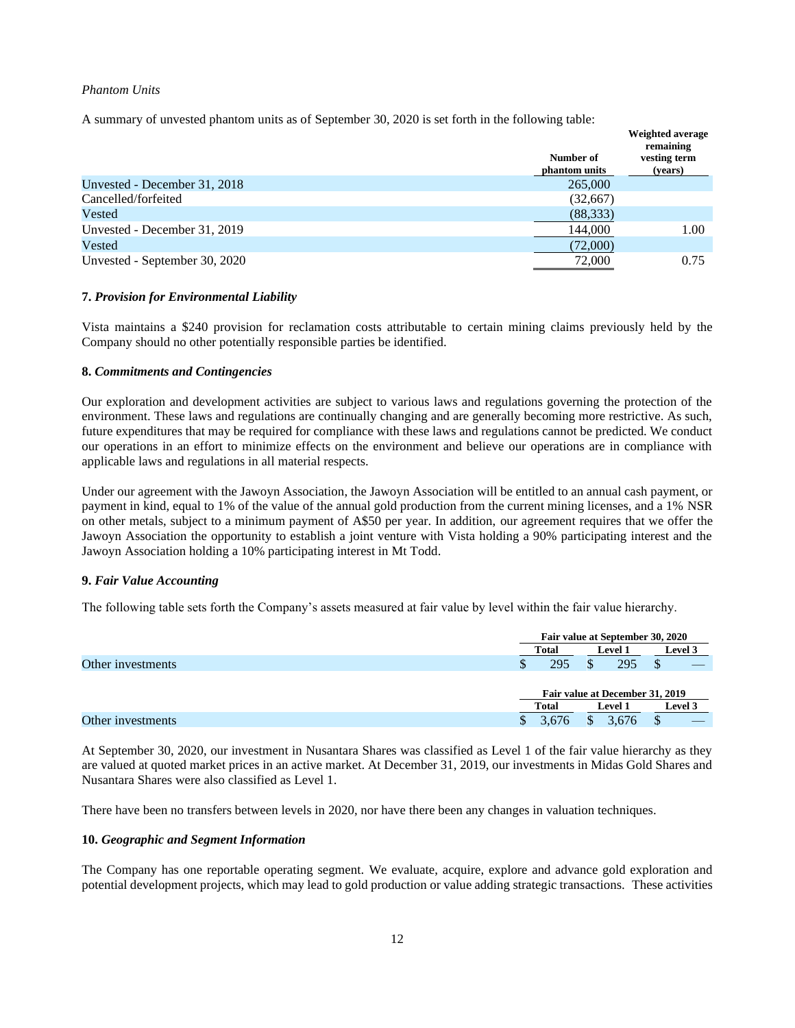*Phantom Units*

A summary of unvested phantom units as of September 30, 2020 is set forth in the following table:

| | Number of phantom units | Weighted average remaining vesting term (years) |
|---|---|---|
| Unvested - December 31, 2018 | 265,000 | |
| Cancelled/forfeited | (32,667) | |
| Vested | (88,333) | |
| Unvested - December 31, 2019 | 144,000 | 1.00 |
| Vested | (72,000) | |
| Unvested - September 30, 2020 | 72,000 | 0.75 |

**7.** ***Provision for Environmental Liability***

Vista maintains a $240 provision for reclamation costs attributable to certain mining claims previously held by the Company should no other potentially responsible parties be identified.

**8.** ***Commitments and Contingencies***

Our exploration and development activities are subject to various laws and regulations governing the protection of the environment. These laws and regulations are continually changing and are generally becoming more restrictive. As such, future expenditures that may be required for compliance with these laws and regulations cannot be predicted. We conduct our operations in an effort to minimize effects on the environment and believe our operations are in compliance with applicable laws and regulations in all material respects.

Under our agreement with the Jawoyn Association, the Jawoyn Association will be entitled to an annual cash payment, or payment in kind, equal to 1% of the value of the annual gold production from the current mining licenses, and a 1% NSR on other metals, subject to a minimum payment of A$50 per year. In addition, our agreement requires that we offer the Jawoyn Association the opportunity to establish a joint venture with Vista holding a 90% participating interest and the Jawoyn Association holding a 10% participating interest in Mt Todd.

**9.** ***Fair Value Accounting***

The following table sets forth the Company's assets measured at fair value by level within the fair value hierarchy.

| | Fair value at September 30, 2020 | | |
|---|---|---|---|
| | Total | Level 1 | Level 3 |
| Other investments | $ 295 | $ 295 | $ — |

| | Fair value at December 31, 2019 | | |
|---|---|---|---|
| | Total | Level 1 | Level 3 |
| Other investments | $ 3,676 | $ 3,676 | $ — |

At September 30, 2020, our investment in Nusantara Shares was classified as Level 1 of the fair value hierarchy as they are valued at quoted market prices in an active market. At December 31, 2019, our investments in Midas Gold Shares and Nusantara Shares were also classified as Level 1.

There have been no transfers between levels in 2020, nor have there been any changes in valuation techniques.

**10.** ***Geographic and Segment Information***

The Company has one reportable operating segment. We evaluate, acquire, explore and advance gold exploration and potential development projects, which may lead to gold production or value adding strategic transactions. These activities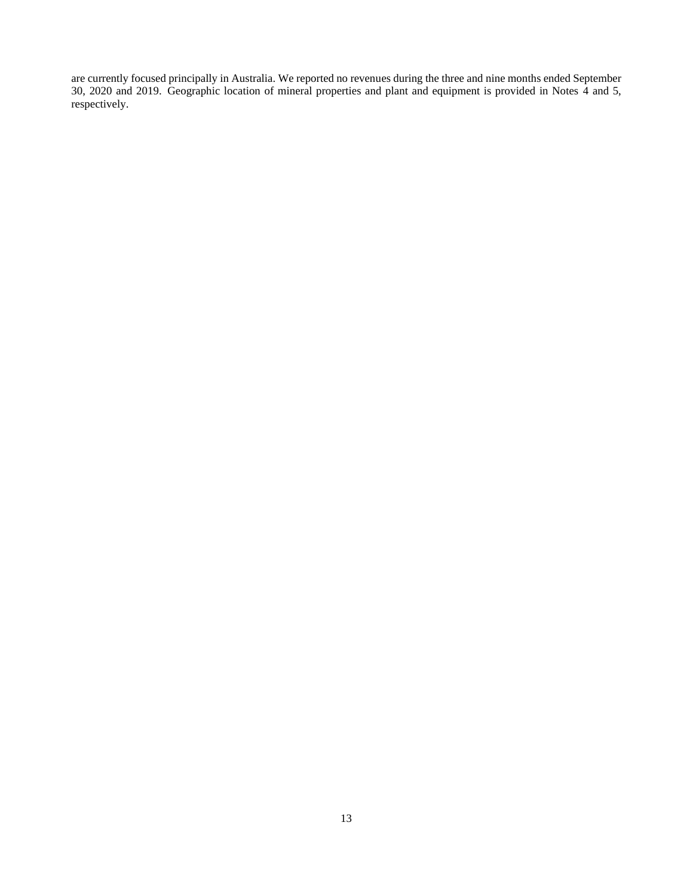are currently focused principally in Australia. We reported no revenues during the three and nine months ended September 30, 2020 and 2019. Geographic location of mineral properties and plant and equipment is provided in Notes 4 and 5, respectively.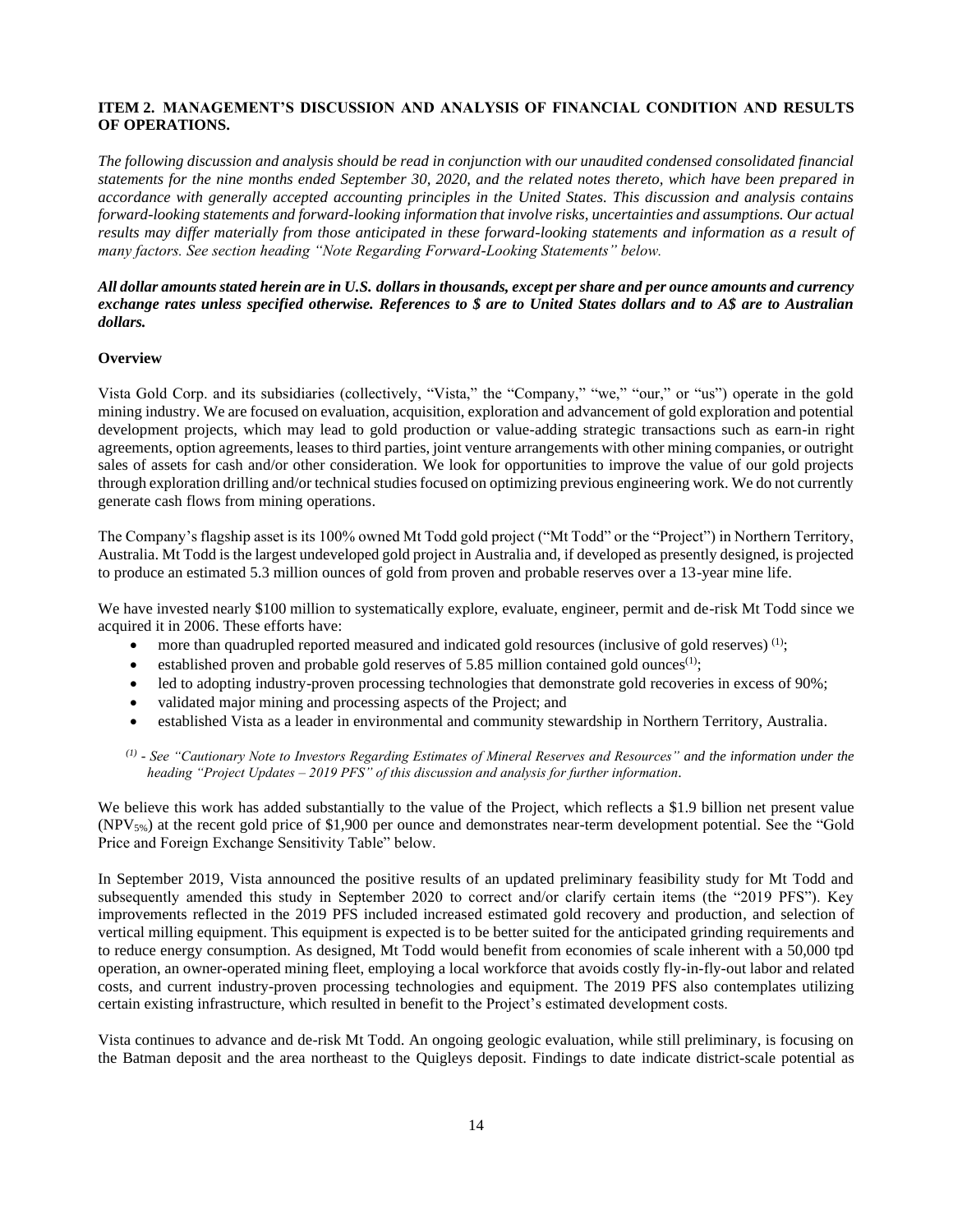**ITEM 2. MANAGEMENT'S DISCUSSION AND ANALYSIS OF FINANCIAL CONDITION AND RESULTS OF OPERATIONS.**

*The following discussion and analysis should be read in conjunction with our unaudited condensed consolidated financial statements for the nine months ended September 30, 2020, and the related notes thereto, which have been prepared in accordance with generally accepted accounting principles in the United States. This discussion and analysis contains forward-looking statements and forward-looking information that involve risks, uncertainties and assumptions. Our actual results may differ materially from those anticipated in these forward-looking statements and information as a result of many factors. See section heading "Note Regarding Forward-Looking Statements" below.*

***All dollar amounts stated herein are in U.S. dollars in thousands, except per share and per ounce amounts and currency exchange rates unless specified otherwise. References to $ are to United States dollars and to A$ are to Australian dollars.***

**Overview**

Vista Gold Corp. and its subsidiaries (collectively, "Vista," the "Company," "we," "our," or "us") operate in the gold mining industry. We are focused on evaluation, acquisition, exploration and advancement of gold exploration and potential development projects, which may lead to gold production or value-adding strategic transactions such as earn-in right agreements, option agreements, leases to third parties, joint venture arrangements with other mining companies, or outright sales of assets for cash and/or other consideration. We look for opportunities to improve the value of our gold projects through exploration drilling and/or technical studies focused on optimizing previous engineering work. We do not currently generate cash flows from mining operations.

The Company's flagship asset is its 100% owned Mt Todd gold project ("Mt Todd" or the "Project") in Northern Territory, Australia. Mt Todd is the largest undeveloped gold project in Australia and, if developed as presently designed, is projected to produce an estimated 5.3 million ounces of gold from proven and probable reserves over a 13-year mine life.

We have invested nearly $100 million to systematically explore, evaluate, engineer, permit and de-risk Mt Todd since we acquired it in 2006. These efforts have:

- more than quadrupled reported measured and indicated gold resources (inclusive of gold reserves) [(1)];
- established proven and probable gold reserves of 5.85 million contained gold ounces[(1)];
- led to adopting industry-proven processing technologies that demonstrate gold recoveries in excess of 90%;
- validated major mining and processing aspects of the Project; and
- established Vista as a leader in environmental and community stewardship in Northern Territory, Australia.

[(1)] - *See "Cautionary Note to Investors Regarding Estimates of Mineral Reserves and Resources" and the information under the heading "Project Updates – 2019 PFS" of this discussion and analysis for further information.*

We believe this work has added substantially to the value of the Project, which reflects a $1.9 billion net present value ($NPV_{5\%}$) at the recent gold price of $1,900 per ounce and demonstrates near-term development potential. See the "Gold Price and Foreign Exchange Sensitivity Table" below.

In September 2019, Vista announced the positive results of an updated preliminary feasibility study for Mt Todd and subsequently amended this study in September 2020 to correct and/or clarify certain items (the "2019 PFS"). Key improvements reflected in the 2019 PFS included increased estimated gold recovery and production, and selection of vertical milling equipment. This equipment is expected is to be better suited for the anticipated grinding requirements and to reduce energy consumption. As designed, Mt Todd would benefit from economies of scale inherent with a 50,000 tpd operation, an owner-operated mining fleet, employing a local workforce that avoids costly fly-in-fly-out labor and related costs, and current industry-proven processing technologies and equipment. The 2019 PFS also contemplates utilizing certain existing infrastructure, which resulted in benefit to the Project's estimated development costs.

Vista continues to advance and de-risk Mt Todd. An ongoing geologic evaluation, while still preliminary, is focusing on the Batman deposit and the area northeast to the Quigleys deposit. Findings to date indicate district-scale potential as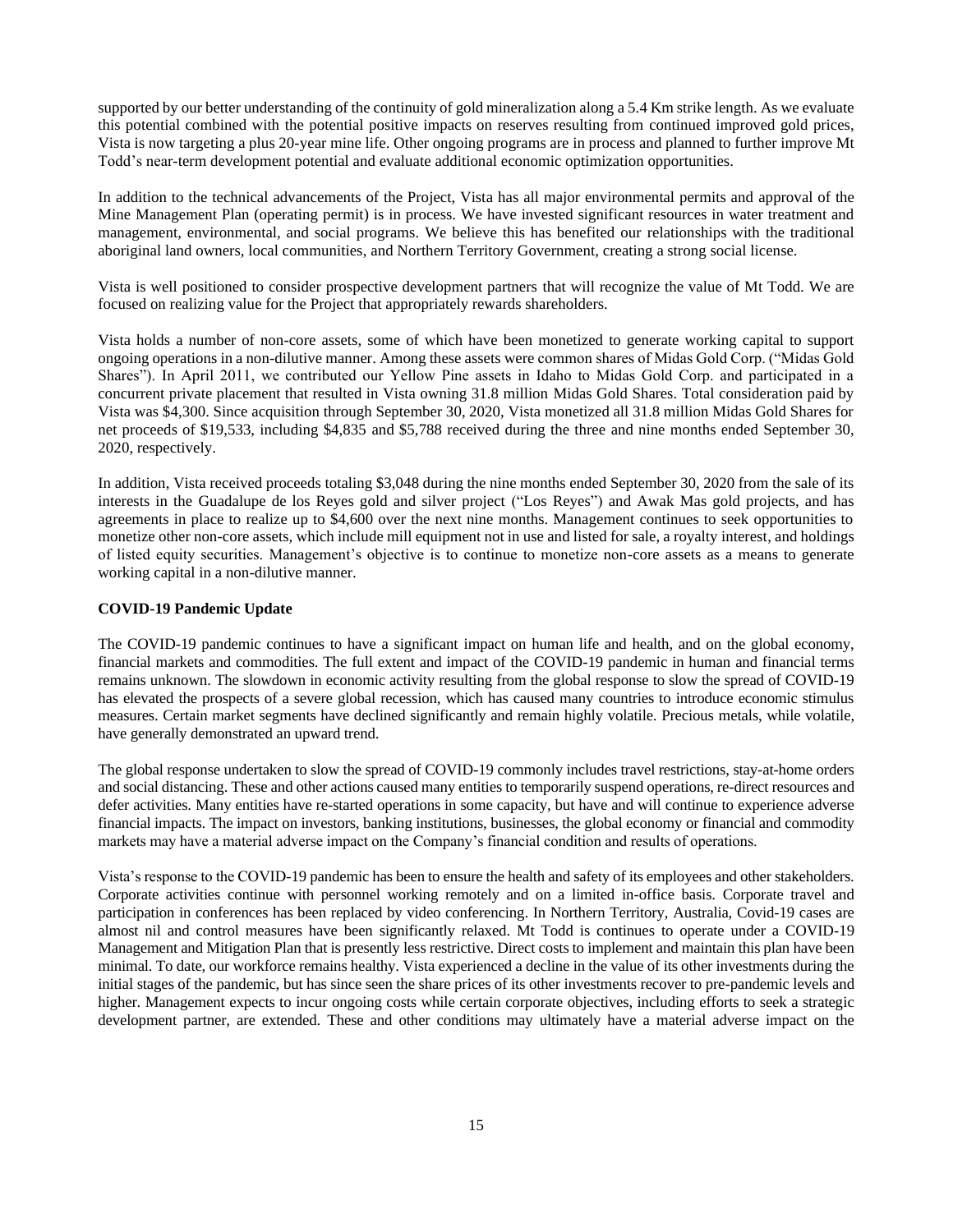supported by our better understanding of the continuity of gold mineralization along a 5.4 Km strike length. As we evaluate this potential combined with the potential positive impacts on reserves resulting from continued improved gold prices, Vista is now targeting a plus 20-year mine life. Other ongoing programs are in process and planned to further improve Mt Todd's near-term development potential and evaluate additional economic optimization opportunities.

In addition to the technical advancements of the Project, Vista has all major environmental permits and approval of the Mine Management Plan (operating permit) is in process. We have invested significant resources in water treatment and management, environmental, and social programs. We believe this has benefited our relationships with the traditional aboriginal land owners, local communities, and Northern Territory Government, creating a strong social license.

Vista is well positioned to consider prospective development partners that will recognize the value of Mt Todd. We are focused on realizing value for the Project that appropriately rewards shareholders.

Vista holds a number of non-core assets, some of which have been monetized to generate working capital to support ongoing operations in a non-dilutive manner. Among these assets were common shares of Midas Gold Corp. ("Midas Gold Shares"). In April 2011, we contributed our Yellow Pine assets in Idaho to Midas Gold Corp. and participated in a concurrent private placement that resulted in Vista owning 31.8 million Midas Gold Shares. Total consideration paid by Vista was $4,300. Since acquisition through September 30, 2020, Vista monetized all 31.8 million Midas Gold Shares for net proceeds of $19,533, including $4,835 and $5,788 received during the three and nine months ended September 30, 2020, respectively.

In addition, Vista received proceeds totaling $3,048 during the nine months ended September 30, 2020 from the sale of its interests in the Guadalupe de los Reyes gold and silver project ("Los Reyes") and Awak Mas gold projects, and has agreements in place to realize up to $4,600 over the next nine months. Management continues to seek opportunities to monetize other non-core assets, which include mill equipment not in use and listed for sale, a royalty interest, and holdings of listed equity securities. Management's objective is to continue to monetize non-core assets as a means to generate working capital in a non-dilutive manner.

**COVID-19 Pandemic Update**

The COVID-19 pandemic continues to have a significant impact on human life and health, and on the global economy, financial markets and commodities. The full extent and impact of the COVID-19 pandemic in human and financial terms remains unknown. The slowdown in economic activity resulting from the global response to slow the spread of COVID-19 has elevated the prospects of a severe global recession, which has caused many countries to introduce economic stimulus measures. Certain market segments have declined significantly and remain highly volatile. Precious metals, while volatile, have generally demonstrated an upward trend.

The global response undertaken to slow the spread of COVID-19 commonly includes travel restrictions, stay-at-home orders and social distancing. These and other actions caused many entities to temporarily suspend operations, re-direct resources and defer activities. Many entities have re-started operations in some capacity, but have and will continue to experience adverse financial impacts. The impact on investors, banking institutions, businesses, the global economy or financial and commodity markets may have a material adverse impact on the Company's financial condition and results of operations.

Vista's response to the COVID-19 pandemic has been to ensure the health and safety of its employees and other stakeholders. Corporate activities continue with personnel working remotely and on a limited in-office basis. Corporate travel and participation in conferences has been replaced by video conferencing. In Northern Territory, Australia, Covid-19 cases are almost nil and control measures have been significantly relaxed. Mt Todd is continues to operate under a COVID-19 Management and Mitigation Plan that is presently less restrictive. Direct costs to implement and maintain this plan have been minimal. To date, our workforce remains healthy. Vista experienced a decline in the value of its other investments during the initial stages of the pandemic, but has since seen the share prices of its other investments recover to pre-pandemic levels and higher. Management expects to incur ongoing costs while certain corporate objectives, including efforts to seek a strategic development partner, are extended. These and other conditions may ultimately have a material adverse impact on the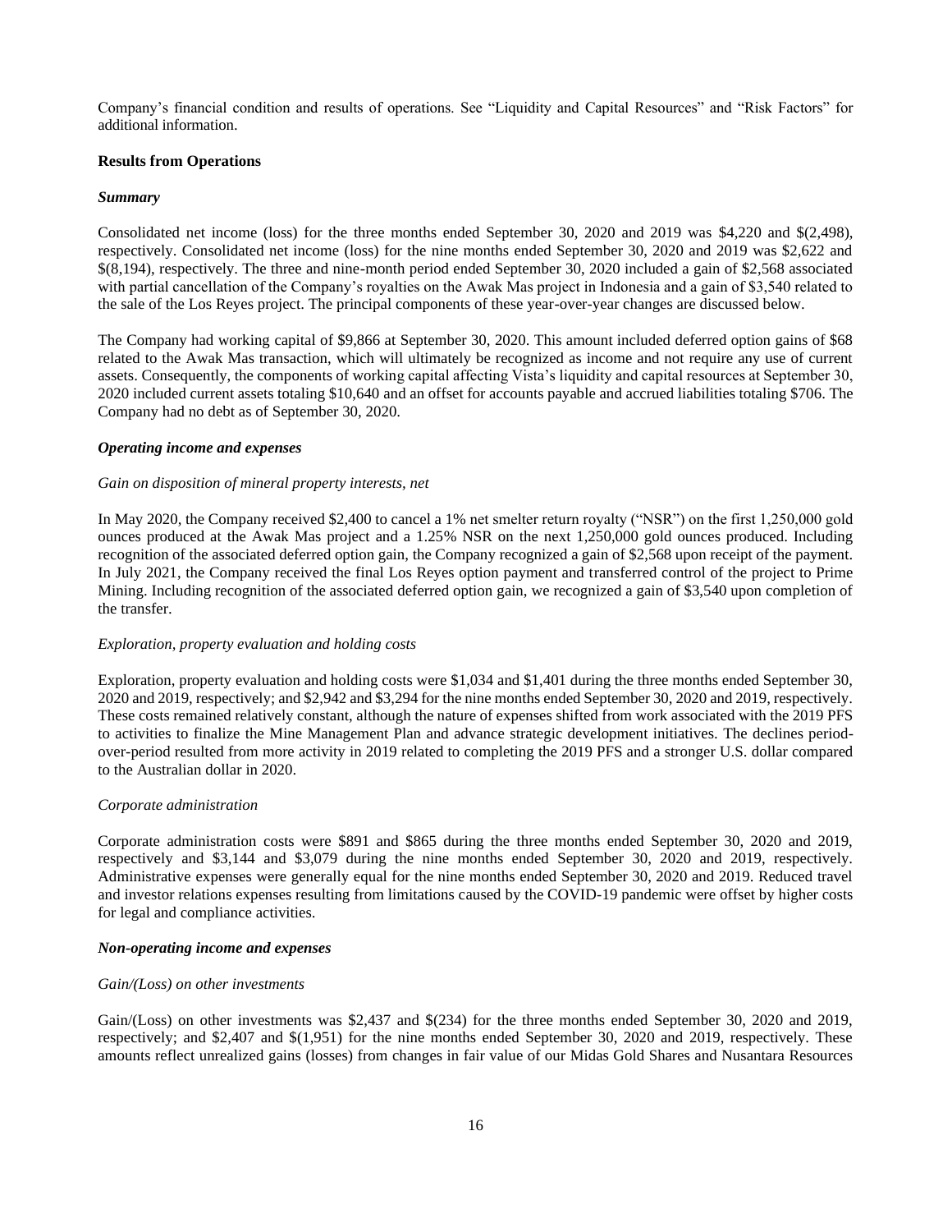Company's financial condition and results of operations. See "Liquidity and Capital Resources" and "Risk Factors" for additional information.

**Results from Operations**

***Summary***

Consolidated net income (loss) for the three months ended September 30, 2020 and 2019 was $4,220 and $(2,498), respectively. Consolidated net income (loss) for the nine months ended September 30, 2020 and 2019 was $2,622 and $(8,194), respectively. The three and nine-month period ended September 30, 2020 included a gain of $2,568 associated with partial cancellation of the Company's royalties on the Awak Mas project in Indonesia and a gain of $3,540 related to the sale of the Los Reyes project. The principal components of these year-over-year changes are discussed below.

The Company had working capital of $9,866 at September 30, 2020. This amount included deferred option gains of $68 related to the Awak Mas transaction, which will ultimately be recognized as income and not require any use of current assets. Consequently, the components of working capital affecting Vista's liquidity and capital resources at September 30, 2020 included current assets totaling $10,640 and an offset for accounts payable and accrued liabilities totaling $706. The Company had no debt as of September 30, 2020.

***Operating income and expenses***

*Gain on disposition of mineral property interests, net*

In May 2020, the Company received $2,400 to cancel a 1% net smelter return royalty ("NSR") on the first 1,250,000 gold ounces produced at the Awak Mas project and a 1.25% NSR on the next 1,250,000 gold ounces produced. Including recognition of the associated deferred option gain, the Company recognized a gain of $2,568 upon receipt of the payment. In July 2021, the Company received the final Los Reyes option payment and transferred control of the project to Prime Mining. Including recognition of the associated deferred option gain, we recognized a gain of $3,540 upon completion of the transfer.

*Exploration, property evaluation and holding costs*

Exploration, property evaluation and holding costs were $1,034 and $1,401 during the three months ended September 30, 2020 and 2019, respectively; and $2,942 and $3,294 for the nine months ended September 30, 2020 and 2019, respectively. These costs remained relatively constant, although the nature of expenses shifted from work associated with the 2019 PFS to activities to finalize the Mine Management Plan and advance strategic development initiatives. The declines period-over-period resulted from more activity in 2019 related to completing the 2019 PFS and a stronger U.S. dollar compared to the Australian dollar in 2020.

*Corporate administration*

Corporate administration costs were $891 and $865 during the three months ended September 30, 2020 and 2019, respectively and $3,144 and $3,079 during the nine months ended September 30, 2020 and 2019, respectively. Administrative expenses were generally equal for the nine months ended September 30, 2020 and 2019. Reduced travel and investor relations expenses resulting from limitations caused by the COVID-19 pandemic were offset by higher costs for legal and compliance activities.

***Non-operating income and expenses***

*Gain/(Loss) on other investments*

Gain/(Loss) on other investments was $2,437 and $(234) for the three months ended September 30, 2020 and 2019, respectively; and $2,407 and $(1,951) for the nine months ended September 30, 2020 and 2019, respectively. These amounts reflect unrealized gains (losses) from changes in fair value of our Midas Gold Shares and Nusantara Resources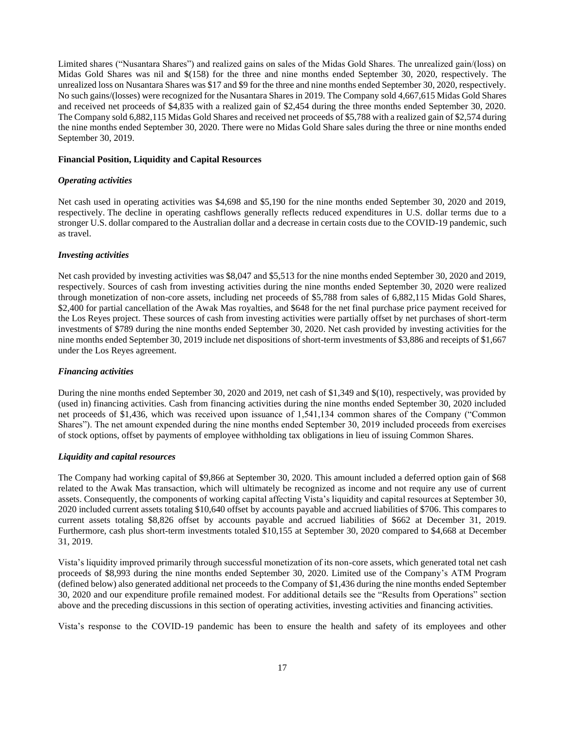Limited shares ("Nusantara Shares") and realized gains on sales of the Midas Gold Shares. The unrealized gain/(loss) on Midas Gold Shares was nil and $(158) for the three and nine months ended September 30, 2020, respectively. The unrealized loss on Nusantara Shares was $17 and $9 for the three and nine months ended September 30, 2020, respectively. No such gains/(losses) were recognized for the Nusantara Shares in 2019. The Company sold 4,667,615 Midas Gold Shares and received net proceeds of $4,835 with a realized gain of $2,454 during the three months ended September 30, 2020. The Company sold 6,882,115 Midas Gold Shares and received net proceeds of $5,788 with a realized gain of $2,574 during the nine months ended September 30, 2020. There were no Midas Gold Share sales during the three or nine months ended September 30, 2019.

**Financial Position, Liquidity and Capital Resources**

***Operating activities***

Net cash used in operating activities was $4,698 and $5,190 for the nine months ended September 30, 2020 and 2019, respectively. The decline in operating cashflows generally reflects reduced expenditures in U.S. dollar terms due to a stronger U.S. dollar compared to the Australian dollar and a decrease in certain costs due to the COVID-19 pandemic, such as travel.

***Investing activities***

Net cash provided by investing activities was $8,047 and $5,513 for the nine months ended September 30, 2020 and 2019, respectively. Sources of cash from investing activities during the nine months ended September 30, 2020 were realized through monetization of non-core assets, including net proceeds of $5,788 from sales of 6,882,115 Midas Gold Shares, $2,400 for partial cancellation of the Awak Mas royalties, and $648 for the net final purchase price payment received for the Los Reyes project. These sources of cash from investing activities were partially offset by net purchases of short-term investments of $789 during the nine months ended September 30, 2020. Net cash provided by investing activities for the nine months ended September 30, 2019 include net dispositions of short-term investments of $3,886 and receipts of $1,667 under the Los Reyes agreement.

***Financing activities***

During the nine months ended September 30, 2020 and 2019, net cash of $1,349 and $(10), respectively, was provided by (used in) financing activities. Cash from financing activities during the nine months ended September 30, 2020 included net proceeds of $1,436, which was received upon issuance of 1,541,134 common shares of the Company ("Common Shares"). The net amount expended during the nine months ended September 30, 2019 included proceeds from exercises of stock options, offset by payments of employee withholding tax obligations in lieu of issuing Common Shares.

***Liquidity and capital resources***

The Company had working capital of $9,866 at September 30, 2020. This amount included a deferred option gain of $68 related to the Awak Mas transaction, which will ultimately be recognized as income and not require any use of current assets. Consequently, the components of working capital affecting Vista's liquidity and capital resources at September 30, 2020 included current assets totaling $10,640 offset by accounts payable and accrued liabilities of $706. This compares to current assets totaling $8,826 offset by accounts payable and accrued liabilities of $662 at December 31, 2019. Furthermore, cash plus short-term investments totaled $10,155 at September 30, 2020 compared to $4,668 at December 31, 2019.

Vista's liquidity improved primarily through successful monetization of its non-core assets, which generated total net cash proceeds of $8,993 during the nine months ended September 30, 2020. Limited use of the Company's ATM Program (defined below) also generated additional net proceeds to the Company of $1,436 during the nine months ended September 30, 2020 and our expenditure profile remained modest. For additional details see the "Results from Operations" section above and the preceding discussions in this section of operating activities, investing activities and financing activities.

Vista's response to the COVID-19 pandemic has been to ensure the health and safety of its employees and other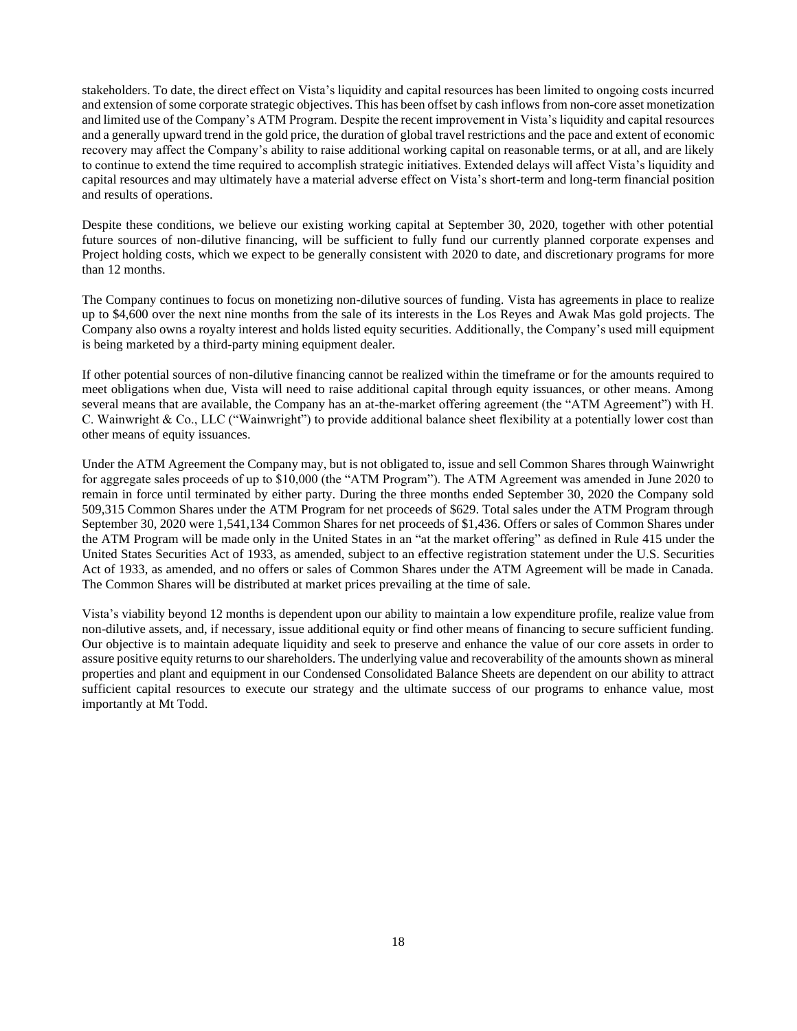stakeholders. To date, the direct effect on Vista's liquidity and capital resources has been limited to ongoing costs incurred and extension of some corporate strategic objectives. This has been offset by cash inflows from non-core asset monetization and limited use of the Company's ATM Program. Despite the recent improvement in Vista's liquidity and capital resources and a generally upward trend in the gold price, the duration of global travel restrictions and the pace and extent of economic recovery may affect the Company's ability to raise additional working capital on reasonable terms, or at all, and are likely to continue to extend the time required to accomplish strategic initiatives. Extended delays will affect Vista's liquidity and capital resources and may ultimately have a material adverse effect on Vista's short-term and long-term financial position and results of operations.

Despite these conditions, we believe our existing working capital at September 30, 2020, together with other potential future sources of non-dilutive financing, will be sufficient to fully fund our currently planned corporate expenses and Project holding costs, which we expect to be generally consistent with 2020 to date, and discretionary programs for more than 12 months.

The Company continues to focus on monetizing non-dilutive sources of funding. Vista has agreements in place to realize up to $4,600 over the next nine months from the sale of its interests in the Los Reyes and Awak Mas gold projects. The Company also owns a royalty interest and holds listed equity securities. Additionally, the Company's used mill equipment is being marketed by a third-party mining equipment dealer.

If other potential sources of non-dilutive financing cannot be realized within the timeframe or for the amounts required to meet obligations when due, Vista will need to raise additional capital through equity issuances, or other means. Among several means that are available, the Company has an at-the-market offering agreement (the "ATM Agreement") with H. C. Wainwright & Co., LLC ("Wainwright") to provide additional balance sheet flexibility at a potentially lower cost than other means of equity issuances.

Under the ATM Agreement the Company may, but is not obligated to, issue and sell Common Shares through Wainwright for aggregate sales proceeds of up to $10,000 (the "ATM Program"). The ATM Agreement was amended in June 2020 to remain in force until terminated by either party. During the three months ended September 30, 2020 the Company sold 509,315 Common Shares under the ATM Program for net proceeds of $629. Total sales under the ATM Program through September 30, 2020 were 1,541,134 Common Shares for net proceeds of $1,436. Offers or sales of Common Shares under the ATM Program will be made only in the United States in an "at the market offering" as defined in Rule 415 under the United States Securities Act of 1933, as amended, subject to an effective registration statement under the U.S. Securities Act of 1933, as amended, and no offers or sales of Common Shares under the ATM Agreement will be made in Canada. The Common Shares will be distributed at market prices prevailing at the time of sale.

Vista's viability beyond 12 months is dependent upon our ability to maintain a low expenditure profile, realize value from non-dilutive assets, and, if necessary, issue additional equity or find other means of financing to secure sufficient funding. Our objective is to maintain adequate liquidity and seek to preserve and enhance the value of our core assets in order to assure positive equity returns to our shareholders. The underlying value and recoverability of the amounts shown as mineral properties and plant and equipment in our Condensed Consolidated Balance Sheets are dependent on our ability to attract sufficient capital resources to execute our strategy and the ultimate success of our programs to enhance value, most importantly at Mt Todd.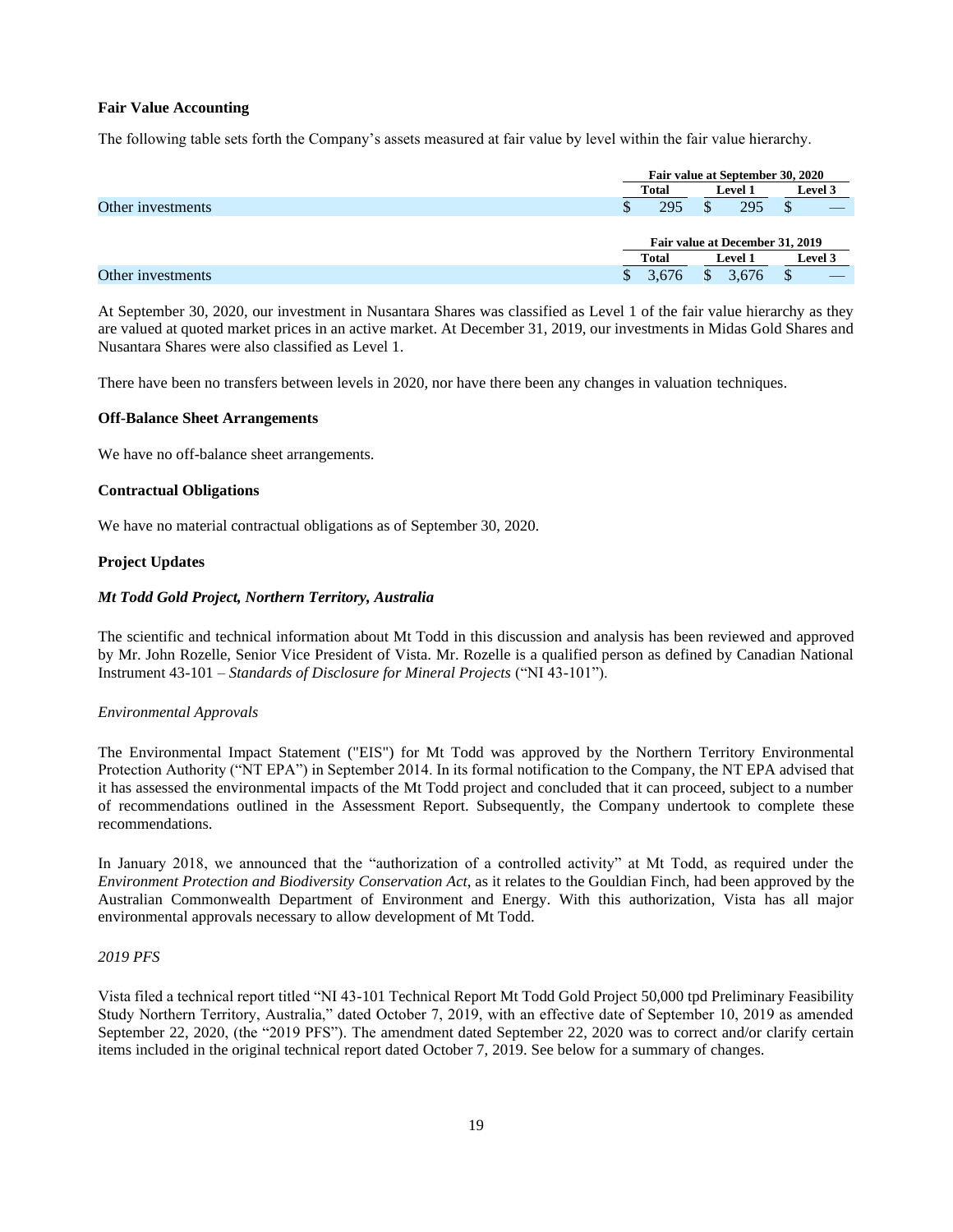**Fair Value Accounting**

The following table sets forth the Company's assets measured at fair value by level within the fair value hierarchy.

| | Fair value at September 30, 2020 | | |
|---|---|---|---|
| | Total | Level 1 | Level 3 |
| Other investments | $ 295 | $ 295 | $ — |

| | Fair value at December 31, 2019 | | |
|---|---|---|---|
| | Total | Level 1 | Level 3 |
| Other investments | $ 3,676 | $ 3,676 | $ — |

At September 30, 2020, our investment in Nusantara Shares was classified as Level 1 of the fair value hierarchy as they are valued at quoted market prices in an active market. At December 31, 2019, our investments in Midas Gold Shares and Nusantara Shares were also classified as Level 1.

There have been no transfers between levels in 2020, nor have there been any changes in valuation techniques.

**Off-Balance Sheet Arrangements**

We have no off-balance sheet arrangements.

**Contractual Obligations**

We have no material contractual obligations as of September 30, 2020.

**Project Updates**

***Mt Todd Gold Project, Northern Territory, Australia***

The scientific and technical information about Mt Todd in this discussion and analysis has been reviewed and approved by Mr. John Rozelle, Senior Vice President of Vista. Mr. Rozelle is a qualified person as defined by Canadian National Instrument 43-101 – *Standards of Disclosure for Mineral Projects* ("NI 43-101").

*Environmental Approvals*

The Environmental Impact Statement ("EIS") for Mt Todd was approved by the Northern Territory Environmental Protection Authority ("NT EPA") in September 2014. In its formal notification to the Company, the NT EPA advised that it has assessed the environmental impacts of the Mt Todd project and concluded that it can proceed, subject to a number of recommendations outlined in the Assessment Report. Subsequently, the Company undertook to complete these recommendations.

In January 2018, we announced that the "authorization of a controlled activity" at Mt Todd, as required under the *Environment Protection and Biodiversity Conservation Act*, as it relates to the Gouldian Finch, had been approved by the Australian Commonwealth Department of Environment and Energy. With this authorization, Vista has all major environmental approvals necessary to allow development of Mt Todd.

*2019 PFS*

Vista filed a technical report titled "NI 43-101 Technical Report Mt Todd Gold Project 50,000 tpd Preliminary Feasibility Study Northern Territory, Australia," dated October 7, 2019, with an effective date of September 10, 2019 as amended September 22, 2020, (the "2019 PFS"). The amendment dated September 22, 2020 was to correct and/or clarify certain items included in the original technical report dated October 7, 2019. See below for a summary of changes.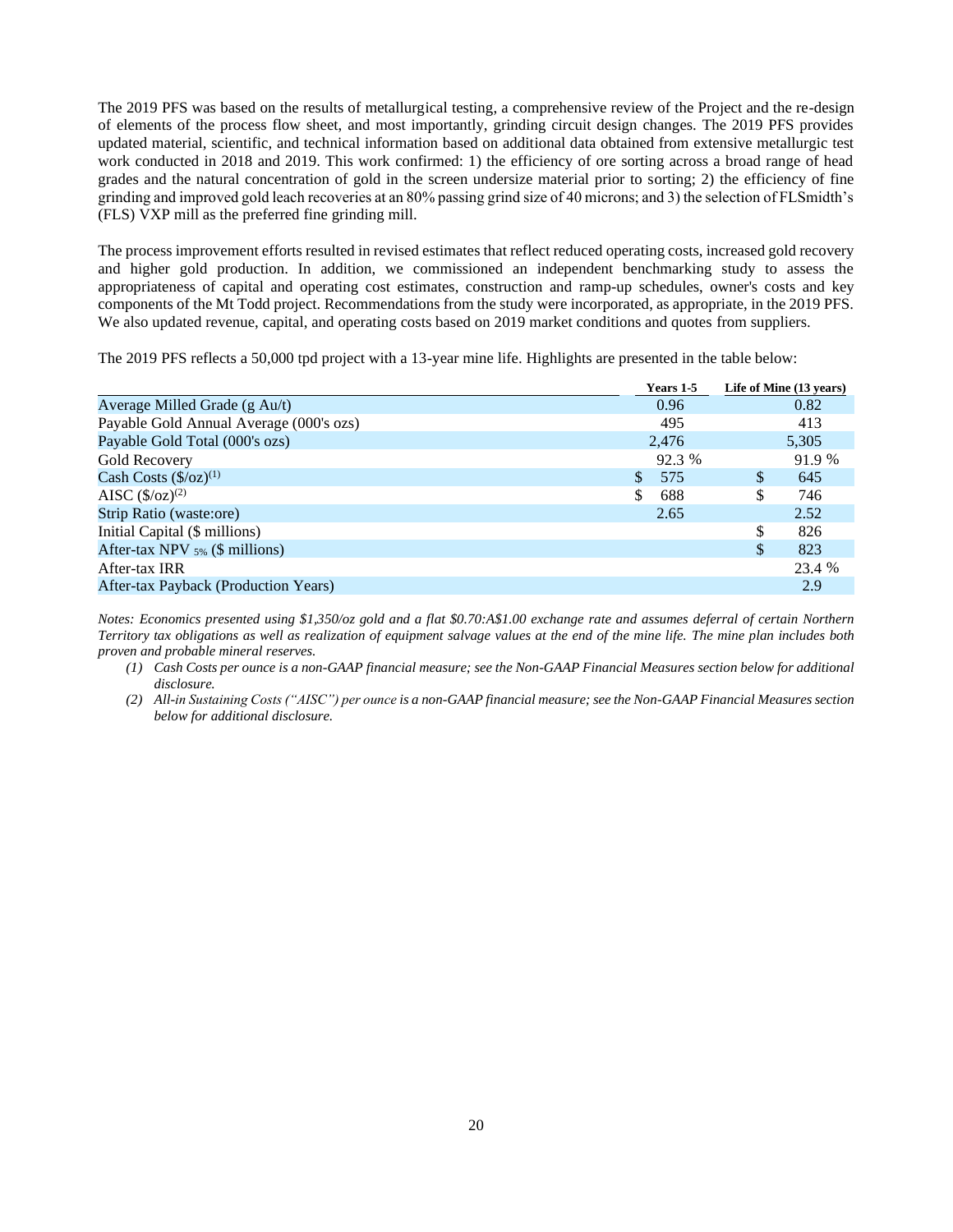The 2019 PFS was based on the results of metallurgical testing, a comprehensive review of the Project and the re-design of elements of the process flow sheet, and most importantly, grinding circuit design changes. The 2019 PFS provides updated material, scientific, and technical information based on additional data obtained from extensive metallurgic test work conducted in 2018 and 2019. This work confirmed: 1) the efficiency of ore sorting across a broad range of head grades and the natural concentration of gold in the screen undersize material prior to sorting; 2) the efficiency of fine grinding and improved gold leach recoveries at an 80% passing grind size of 40 microns; and 3) the selection of FLSmidth's (FLS) VXP mill as the preferred fine grinding mill.

The process improvement efforts resulted in revised estimates that reflect reduced operating costs, increased gold recovery and higher gold production. In addition, we commissioned an independent benchmarking study to assess the appropriateness of capital and operating cost estimates, construction and ramp-up schedules, owner's costs and key components of the Mt Todd project. Recommendations from the study were incorporated, as appropriate, in the 2019 PFS. We also updated revenue, capital, and operating costs based on 2019 market conditions and quotes from suppliers.

The 2019 PFS reflects a 50,000 tpd project with a 13-year mine life. Highlights are presented in the table below:

| | Years 1-5 | Life of Mine (13 years) |
|---|---|---|
| Average Milled Grade (g Au/t) | 0.96 | 0.82 |
| Payable Gold Annual Average (000's ozs) | 495 | 413 |
| Payable Gold Total (000's ozs) | 2,476 | 5,305 |
| Gold Recovery | 92.3 % | 91.9 % |
| Cash Costs ($/oz)[(1)] | $ 575 | $ 645 |
| AISC ($/oz)[(2)] | $ 688 | $ 746 |
| Strip Ratio (waste:ore) | 2.65 | 2.52 |
| Initial Capital ($ millions) | | $ 826 |
| After-tax NPV $_{5\%}$ ($ millions) | | $ 823 |
| After-tax IRR | | 23.4 % |
| After-tax Payback (Production Years) | | 2.9 |

*Notes: Economics presented using $1,350/oz gold and a flat $0.70:A$1.00 exchange rate and assumes deferral of certain Northern Territory tax obligations as well as realization of equipment salvage values at the end of the mine life. The mine plan includes both proven and probable mineral reserves.*

1. *Cash Costs per ounce is a non-GAAP financial measure; see the Non-GAAP Financial Measures section below for additional disclosure.*
2. *All-in Sustaining Costs ("AISC") per ounce is a non-GAAP financial measure; see the Non-GAAP Financial Measures section below for additional disclosure.*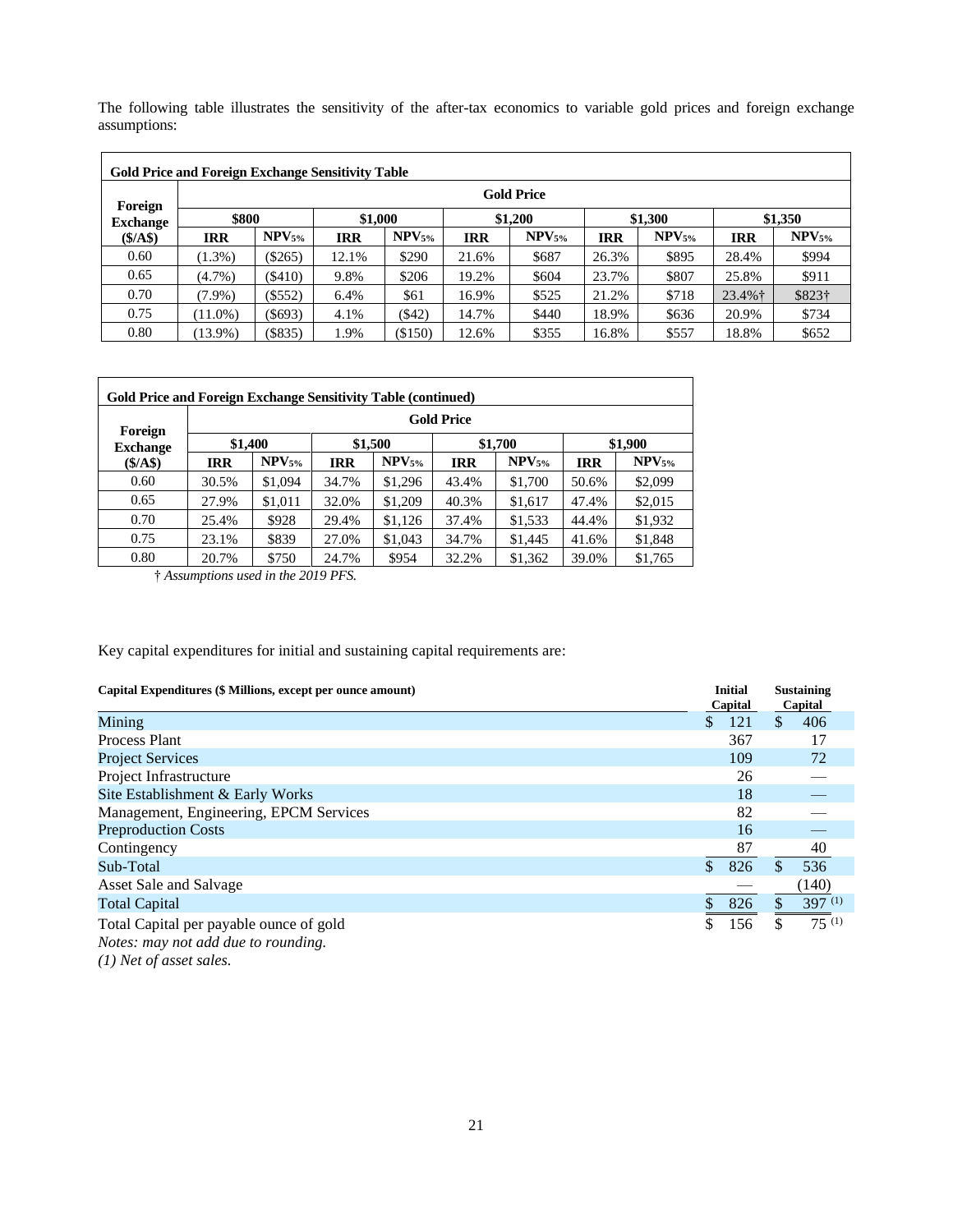The following table illustrates the sensitivity of the after-tax economics to variable gold prices and foreign exchange assumptions:

**Gold Price and Foreign Exchange Sensitivity Table**

| Foreign Exchange ($/A$) | Gold Price | | | | | | | | | |
|---|---|---|---|---|---|---|---|---|---|---|
| | $800 | | $1,000 | | $1,200 | | $1,300 | | $1,350 | |
| | IRR | $NPV_{5\%}$ | IRR | $NPV_{5\%}$ | IRR | $NPV_{5\%}$ | IRR | $NPV_{5\%}$ | IRR | $NPV_{5\%}$ |
| 0.60 | (1.3%) | ($265) | 12.1% | $290 | 21.6% | $687 | 26.3% | $895 | 28.4% | $994 |
| 0.65 | (4.7%) | ($410) | 9.8% | $206 | 19.2% | $604 | 23.7% | $807 | 25.8% | $911 |
| 0.70 | (7.9%) | ($552) | 6.4% | $61 | 16.9% | $525 | 21.2% | $718 | 23.4%† | $823† |
| 0.75 | (11.0%) | ($693) | 4.1% | ($42) | 14.7% | $440 | 18.9% | $636 | 20.9% | $734 |
| 0.80 | (13.9%) | ($835) | 1.9% | ($150) | 12.6% | $355 | 16.8% | $557 | 18.8% | $652 |

**Gold Price and Foreign Exchange Sensitivity Table (continued)**

| Foreign Exchange ($/A$) | Gold Price | | | | | | | |
|---|---|---|---|---|---|---|---|---|
| | $1,400 | | $1,500 | | $1,700 | | $1,900 | |
| | IRR | $NPV_{5\%}$ | IRR | $NPV_{5\%}$ | IRR | $NPV_{5\%}$ | IRR | $NPV_{5\%}$ |
| 0.60 | 30.5% | $1,094 | 34.7% | $1,296 | 43.4% | $1,700 | 50.6% | $2,099 |
| 0.65 | 27.9% | $1,011 | 32.0% | $1,209 | 40.3% | $1,617 | 47.4% | $2,015 |
| 0.70 | 25.4% | $928 | 29.4% | $1,126 | 37.4% | $1,533 | 44.4% | $1,932 |
| 0.75 | 23.1% | $839 | 27.0% | $1,043 | 34.7% | $1,445 | 41.6% | $1,848 |
| 0.80 | 20.7% | $750 | 24.7% | $954 | 32.2% | $1,362 | 39.0% | $1,765 |

† *Assumptions used in the 2019 PFS.*

Key capital expenditures for initial and sustaining capital requirements are:

| Capital Expenditures ($ Millions, except per ounce amount) | Initial Capital | Sustaining Capital |
|---|---|---|
| Mining | $ 121 | $ 406 |
| Process Plant | 367 | 17 |
| Project Services | 109 | 72 |
| Project Infrastructure | 26 | — |
| Site Establishment & Early Works | 18 | — |
| Management, Engineering, EPCM Services | 82 | — |
| Preproduction Costs | 16 | — |
| Contingency | 87 | 40 |
| Sub-Total | $ 826 | $ 536 |
| Asset Sale and Salvage | — | (140) |
| Total Capital | $ 826 | $ 397 (1) |
| Total Capital per payable ounce of gold | $ 156 | $ 75 (1) |

*Notes: may not add due to rounding.*

*(1) Net of asset sales.*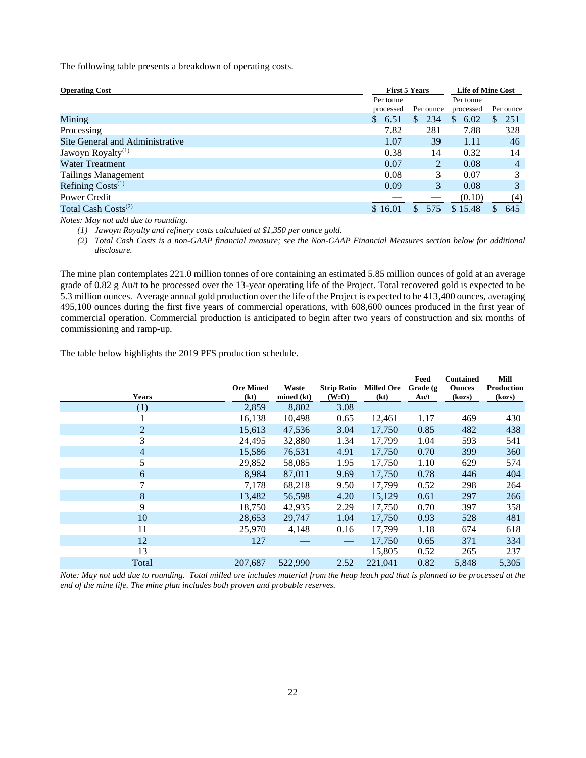The following table presents a breakdown of operating costs.

| Operating Cost | First 5 Years | | Life of Mine Cost | |
|---|---|---|---|---|
| | Per tonne processed | Per ounce | Per tonne processed | Per ounce |
| Mining | $ 6.51 | $ 234 | $ 6.02 | $ 251 |
| Processing | 7.82 | 281 | 7.88 | 328 |
| Site General and Administrative | 1.07 | 39 | 1.11 | 46 |
| Jawoyn Royalty[(1)] | 0.38 | 14 | 0.32 | 14 |
| Water Treatment | 0.07 | 2 | 0.08 | 4 |
| Tailings Management | 0.08 | 3 | 0.07 | 3 |
| Refining Costs[(1)] | 0.09 | 3 | 0.08 | 3 |
| Power Credit | — | — | (0.10) | (4) |
| Total Cash Costs[(2)] | $ 16.01 | $ 575 | $ 15.48 | $ 645 |

*Notes: May not add due to rounding.*

*(1) Jawoyn Royalty and refinery costs calculated at $1,350 per ounce gold.*

*(2) Total Cash Costs is a non-GAAP financial measure; see the Non-GAAP Financial Measures section below for additional disclosure.*

The mine plan contemplates 221.0 million tonnes of ore containing an estimated 5.85 million ounces of gold at an average grade of 0.82 g Au/t to be processed over the 13-year operating life of the Project. Total recovered gold is expected to be 5.3 million ounces. Average annual gold production over the life of the Project is expected to be 413,400 ounces, averaging 495,100 ounces during the first five years of commercial operations, with 608,600 ounces produced in the first year of commercial operation. Commercial production is anticipated to begin after two years of construction and six months of commissioning and ramp-up.

The table below highlights the 2019 PFS production schedule.

| Years | Ore Mined (kt) | Waste mined (kt) | Strip Ratio (W:O) | Milled Ore (kt) | Feed Grade (g Au/t | Contained Ounces (kozs) | Mill Production (kozs) |
|---|---|---|---|---|---|---|---|
| (1) | 2,859 | 8,802 | 3.08 | — | — | — | — |
| 1 | 16,138 | 10,498 | 0.65 | 12,461 | 1.17 | 469 | 430 |
| 2 | 15,613 | 47,536 | 3.04 | 17,750 | 0.85 | 482 | 438 |
| 3 | 24,495 | 32,880 | 1.34 | 17,799 | 1.04 | 593 | 541 |
| 4 | 15,586 | 76,531 | 4.91 | 17,750 | 0.70 | 399 | 360 |
| 5 | 29,852 | 58,085 | 1.95 | 17,750 | 1.10 | 629 | 574 |
| 6 | 8,984 | 87,011 | 9.69 | 17,750 | 0.78 | 446 | 404 |
| 7 | 7,178 | 68,218 | 9.50 | 17,799 | 0.52 | 298 | 264 |
| 8 | 13,482 | 56,598 | 4.20 | 15,129 | 0.61 | 297 | 266 |
| 9 | 18,750 | 42,935 | 2.29 | 17,750 | 0.70 | 397 | 358 |
| 10 | 28,653 | 29,747 | 1.04 | 17,750 | 0.93 | 528 | 481 |
| 11 | 25,970 | 4,148 | 0.16 | 17,799 | 1.18 | 674 | 618 |
| 12 | 127 | — | — | 17,750 | 0.65 | 371 | 334 |
| 13 | — | — | — | 15,805 | 0.52 | 265 | 237 |
| Total | 207,687 | 522,990 | 2.52 | 221,041 | 0.82 | 5,848 | 5,305 |

*Note: May not add due to rounding. Total milled ore includes material from the heap leach pad that is planned to be processed at the end of the mine life. The mine plan includes both proven and probable reserves.*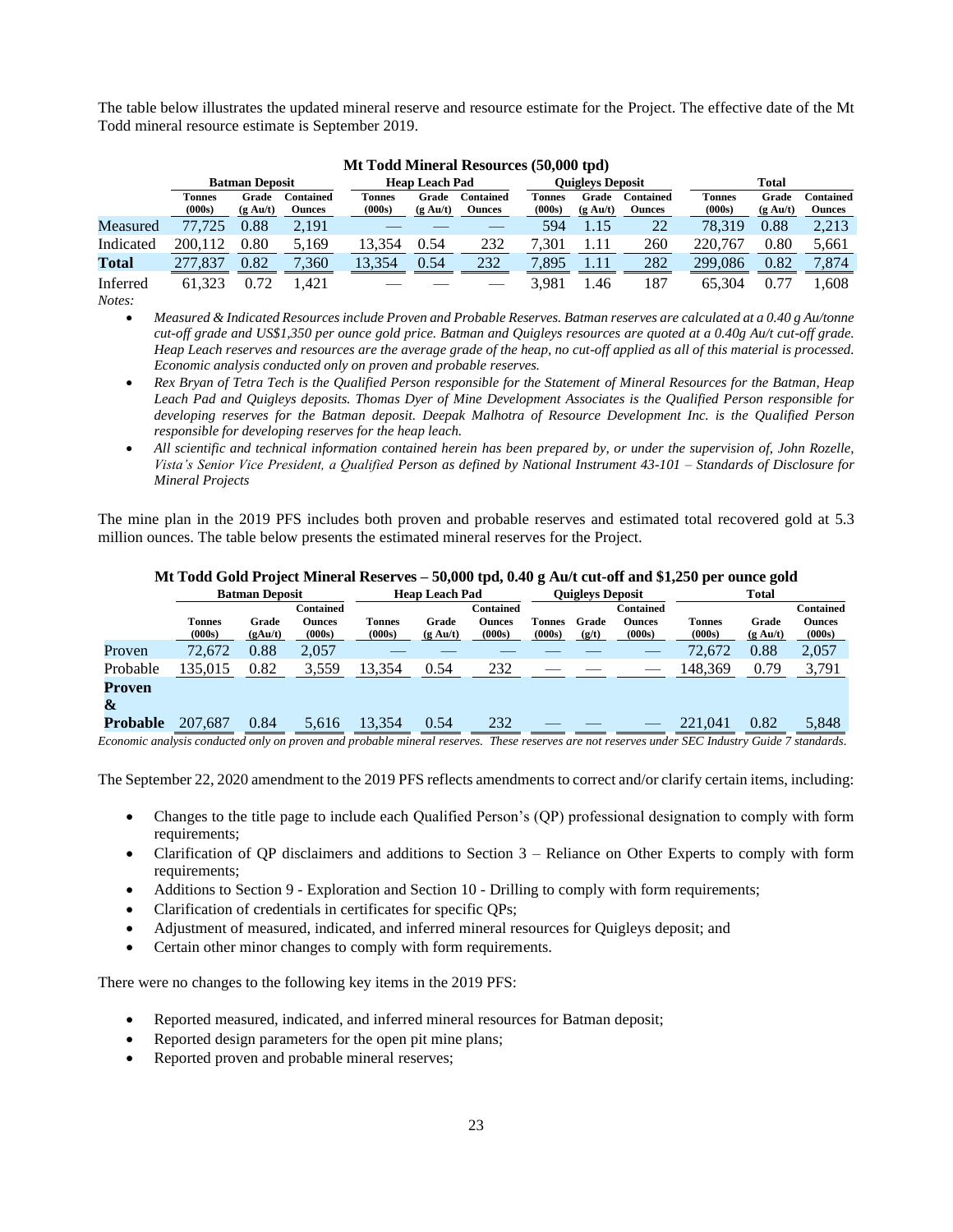The table below illustrates the updated mineral reserve and resource estimate for the Project. The effective date of the Mt Todd mineral resource estimate is September 2019.

**Mt Todd Mineral Resources (50,000 tpd)**

| | Batman Deposit | | | Heap Leach Pad | | | Quigleys Deposit | | | Total | | |
|---|---|---|---|---|---|---|---|---|---|---|---|---|
| | Tonnes (000s) | Grade (g Au/t) | Contained Ounces | Tonnes (000s) | Grade (g Au/t) | Contained Ounces | Tonnes (000s) | Grade (g Au/t) | Contained Ounces | Tonnes (000s) | Grade (g Au/t) | Contained Ounces |
| Measured | 77,725 | 0.88 | 2,191 | — | — | — | 594 | 1.15 | 22 | 78,319 | 0.88 | 2,213 |
| Indicated | 200,112 | 0.80 | 5,169 | 13,354 | 0.54 | 232 | 7,301 | 1.11 | 260 | 220,767 | 0.80 | 5,661 |
| **Total** | 277,837 | 0.82 | 7,360 | 13,354 | 0.54 | 232 | 7,895 | 1.11 | 282 | 299,086 | 0.82 | 7,874 |
| Inferred | 61,323 | 0.72 | 1,421 | — | — | — | 3,981 | 1.46 | 187 | 65,304 | 0.77 | 1,608 |

*Notes:*

- *Measured & Indicated Resources include Proven and Probable Reserves. Batman reserves are calculated at a 0.40 g Au/tonne cut-off grade and US$1,350 per ounce gold price. Batman and Quigleys resources are quoted at a 0.40g Au/t cut-off grade. Heap Leach reserves and resources are the average grade of the heap, no cut-off applied as all of this material is processed. Economic analysis conducted only on proven and probable reserves.*
- *Rex Bryan of Tetra Tech is the Qualified Person responsible for the Statement of Mineral Resources for the Batman, Heap Leach Pad and Quigleys deposits. Thomas Dyer of Mine Development Associates is the Qualified Person responsible for developing reserves for the Batman deposit. Deepak Malhotra of Resource Development Inc. is the Qualified Person responsible for developing reserves for the heap leach.*
- *All scientific and technical information contained herein has been prepared by, or under the supervision of, John Rozelle, Vista's Senior Vice President, a Qualified Person as defined by National Instrument 43-101 – Standards of Disclosure for Mineral Projects*

The mine plan in the 2019 PFS includes both proven and probable reserves and estimated total recovered gold at 5.3 million ounces. The table below presents the estimated mineral reserves for the Project.

**Mt Todd Gold Project Mineral Reserves – 50,000 tpd, 0.40 g Au/t cut-off and $1,250 per ounce gold**

| | Batman Deposit | | | Heap Leach Pad | | | Quigleys Deposit | | | Total | | |
|---|---|---|---|---|---|---|---|---|---|---|---|---|
| | Tonnes (000s) | Grade (gAu/t) | Contained Ounces (000s) | Tonnes (000s) | Grade (g Au/t) | Contained Ounces (000s) | Tonnes (000s) | Grade (g/t) | Contained Ounces (000s) | Tonnes (000s) | Grade (g Au/t) | Contained Ounces (000s) |
| Proven | 72,672 | 0.88 | 2,057 | — | — | — | — | — | — | 72,672 | 0.88 | 2,057 |
| Probable | 135,015 | 0.82 | 3,559 | 13,354 | 0.54 | 232 | — | — | — | 148,369 | 0.79 | 3,791 |
| **Proven & Probable** | 207,687 | 0.84 | 5,616 | 13,354 | 0.54 | 232 | — | — | — | 221,041 | 0.82 | 5,848 |

*Economic analysis conducted only on proven and probable mineral reserves. These reserves are not reserves under SEC Industry Guide 7 standards.*

The September 22, 2020 amendment to the 2019 PFS reflects amendments to correct and/or clarify certain items, including:

- Changes to the title page to include each Qualified Person's (QP) professional designation to comply with form requirements;
- Clarification of QP disclaimers and additions to Section 3 – Reliance on Other Experts to comply with form requirements;
- Additions to Section 9 - Exploration and Section 10 - Drilling to comply with form requirements;
- Clarification of credentials in certificates for specific QPs;
- Adjustment of measured, indicated, and inferred mineral resources for Quigleys deposit; and
- Certain other minor changes to comply with form requirements.

There were no changes to the following key items in the 2019 PFS:

- Reported measured, indicated, and inferred mineral resources for Batman deposit;
- Reported design parameters for the open pit mine plans;
- Reported proven and probable mineral reserves;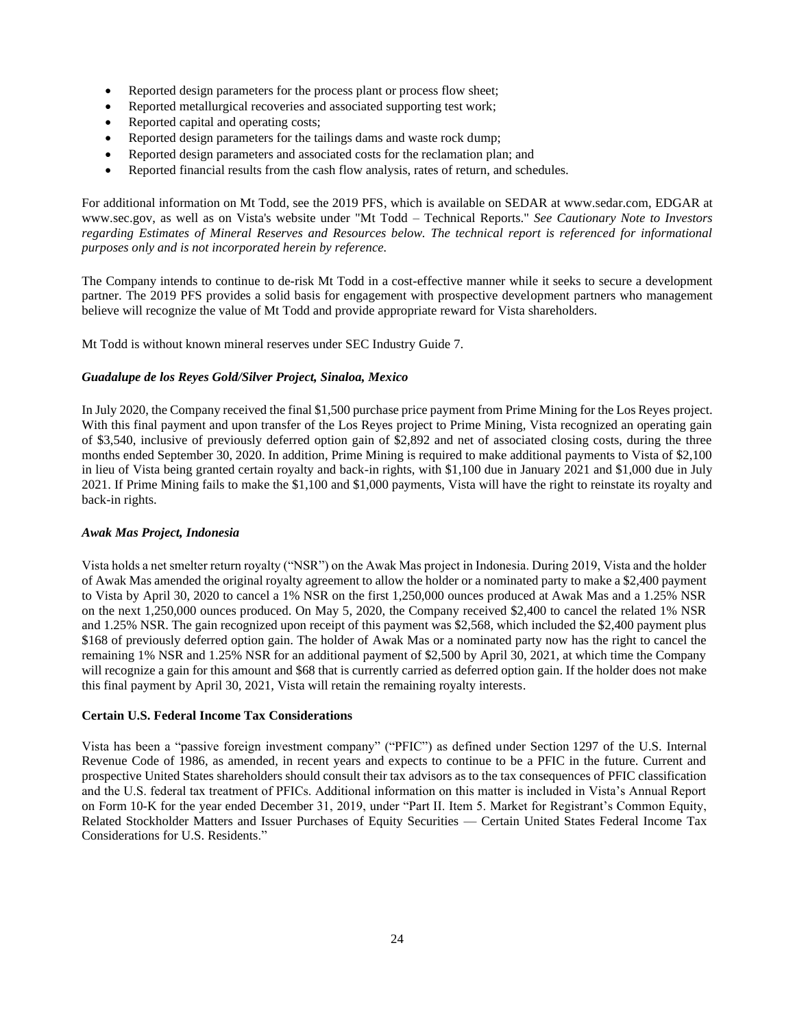- Reported design parameters for the process plant or process flow sheet;
- Reported metallurgical recoveries and associated supporting test work;
- Reported capital and operating costs;
- Reported design parameters for the tailings dams and waste rock dump;
- Reported design parameters and associated costs for the reclamation plan; and
- Reported financial results from the cash flow analysis, rates of return, and schedules.

For additional information on Mt Todd, see the 2019 PFS, which is available on SEDAR at www.sedar.com, EDGAR at www.sec.gov, as well as on Vista's website under "Mt Todd – Technical Reports." *See Cautionary Note to Investors regarding Estimates of Mineral Reserves and Resources below. The technical report is referenced for informational purposes only and is not incorporated herein by reference.*

The Company intends to continue to de-risk Mt Todd in a cost-effective manner while it seeks to secure a development partner. The 2019 PFS provides a solid basis for engagement with prospective development partners who management believe will recognize the value of Mt Todd and provide appropriate reward for Vista shareholders.

Mt Todd is without known mineral reserves under SEC Industry Guide 7.

***Guadalupe de los Reyes Gold/Silver Project, Sinaloa, Mexico***

In July 2020, the Company received the final $1,500 purchase price payment from Prime Mining for the Los Reyes project. With this final payment and upon transfer of the Los Reyes project to Prime Mining, Vista recognized an operating gain of $3,540, inclusive of previously deferred option gain of $2,892 and net of associated closing costs, during the three months ended September 30, 2020. In addition, Prime Mining is required to make additional payments to Vista of $2,100 in lieu of Vista being granted certain royalty and back-in rights, with $1,100 due in January 2021 and $1,000 due in July 2021. If Prime Mining fails to make the $1,100 and $1,000 payments, Vista will have the right to reinstate its royalty and back-in rights.

***Awak Mas Project, Indonesia***

Vista holds a net smelter return royalty ("NSR") on the Awak Mas project in Indonesia. During 2019, Vista and the holder of Awak Mas amended the original royalty agreement to allow the holder or a nominated party to make a $2,400 payment to Vista by April 30, 2020 to cancel a 1% NSR on the first 1,250,000 ounces produced at Awak Mas and a 1.25% NSR on the next 1,250,000 ounces produced. On May 5, 2020, the Company received $2,400 to cancel the related 1% NSR and 1.25% NSR. The gain recognized upon receipt of this payment was $2,568, which included the $2,400 payment plus $168 of previously deferred option gain. The holder of Awak Mas or a nominated party now has the right to cancel the remaining 1% NSR and 1.25% NSR for an additional payment of $2,500 by April 30, 2021, at which time the Company will recognize a gain for this amount and $68 that is currently carried as deferred option gain. If the holder does not make this final payment by April 30, 2021, Vista will retain the remaining royalty interests.

**Certain U.S. Federal Income Tax Considerations**

Vista has been a "passive foreign investment company" ("PFIC") as defined under Section 1297 of the U.S. Internal Revenue Code of 1986, as amended, in recent years and expects to continue to be a PFIC in the future. Current and prospective United States shareholders should consult their tax advisors as to the tax consequences of PFIC classification and the U.S. federal tax treatment of PFICs. Additional information on this matter is included in Vista's Annual Report on Form 10-K for the year ended December 31, 2019, under "Part II. Item 5. Market for Registrant's Common Equity, Related Stockholder Matters and Issuer Purchases of Equity Securities — Certain United States Federal Income Tax Considerations for U.S. Residents."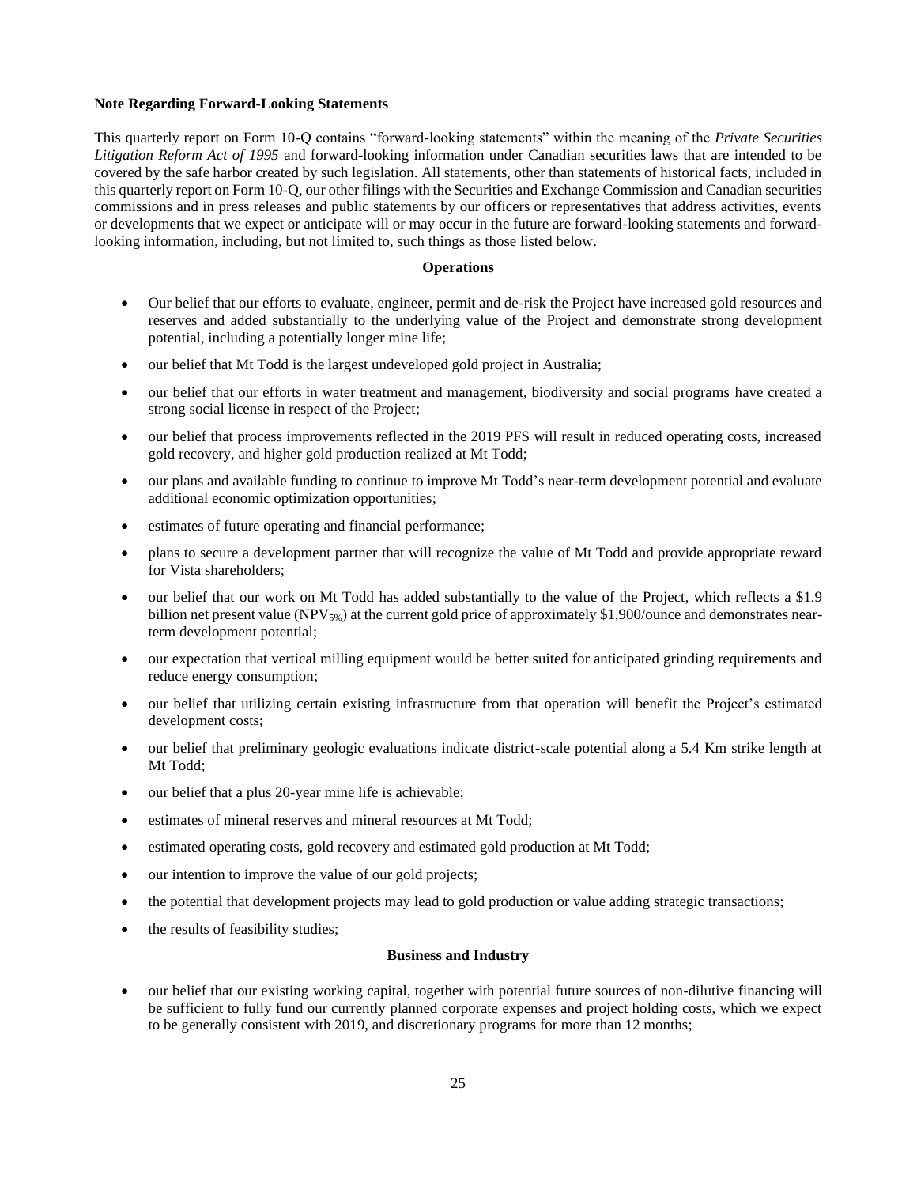**Note Regarding Forward-Looking Statements**

This quarterly report on Form 10-Q contains "forward-looking statements" within the meaning of the *Private Securities Litigation Reform Act of 1995* and forward-looking information under Canadian securities laws that are intended to be covered by the safe harbor created by such legislation. All statements, other than statements of historical facts, included in this quarterly report on Form 10-Q, our other filings with the Securities and Exchange Commission and Canadian securities commissions and in press releases and public statements by our officers or representatives that address activities, events or developments that we expect or anticipate will or may occur in the future are forward-looking statements and forward-looking information, including, but not limited to, such things as those listed below.

**Operations**

- Our belief that our efforts to evaluate, engineer, permit and de-risk the Project have increased gold resources and reserves and added substantially to the underlying value of the Project and demonstrate strong development potential, including a potentially longer mine life;
- our belief that Mt Todd is the largest undeveloped gold project in Australia;
- our belief that our efforts in water treatment and management, biodiversity and social programs have created a strong social license in respect of the Project;
- our belief that process improvements reflected in the 2019 PFS will result in reduced operating costs, increased gold recovery, and higher gold production realized at Mt Todd;
- our plans and available funding to continue to improve Mt Todd's near-term development potential and evaluate additional economic optimization opportunities;
- estimates of future operating and financial performance;
- plans to secure a development partner that will recognize the value of Mt Todd and provide appropriate reward for Vista shareholders;
- our belief that our work on Mt Todd has added substantially to the value of the Project, which reflects a \$1.9 billion net present value ($NPV_{5\%}$) at the current gold price of approximately \$1,900/ounce and demonstrates near-term development potential;
- our expectation that vertical milling equipment would be better suited for anticipated grinding requirements and reduce energy consumption;
- our belief that utilizing certain existing infrastructure from that operation will benefit the Project's estimated development costs;
- our belief that preliminary geologic evaluations indicate district-scale potential along a 5.4 Km strike length at Mt Todd;
- our belief that a plus 20-year mine life is achievable;
- estimates of mineral reserves and mineral resources at Mt Todd;
- estimated operating costs, gold recovery and estimated gold production at Mt Todd;
- our intention to improve the value of our gold projects;
- the potential that development projects may lead to gold production or value adding strategic transactions;
- the results of feasibility studies;

**Business and Industry**

- our belief that our existing working capital, together with potential future sources of non-dilutive financing will be sufficient to fully fund our currently planned corporate expenses and project holding costs, which we expect to be generally consistent with 2019, and discretionary programs for more than 12 months;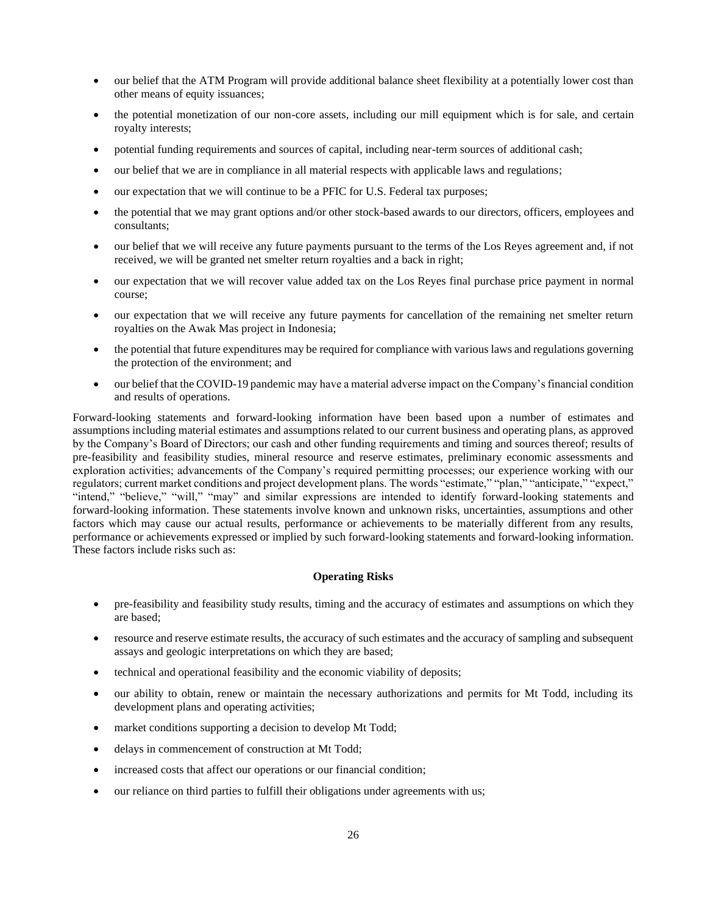- our belief that the ATM Program will provide additional balance sheet flexibility at a potentially lower cost than other means of equity issuances;
- the potential monetization of our non-core assets, including our mill equipment which is for sale, and certain royalty interests;
- potential funding requirements and sources of capital, including near-term sources of additional cash;
- our belief that we are in compliance in all material respects with applicable laws and regulations;
- our expectation that we will continue to be a PFIC for U.S. Federal tax purposes;
- the potential that we may grant options and/or other stock-based awards to our directors, officers, employees and consultants;
- our belief that we will receive any future payments pursuant to the terms of the Los Reyes agreement and, if not received, we will be granted net smelter return royalties and a back in right;
- our expectation that we will recover value added tax on the Los Reyes final purchase price payment in normal course;
- our expectation that we will receive any future payments for cancellation of the remaining net smelter return royalties on the Awak Mas project in Indonesia;
- the potential that future expenditures may be required for compliance with various laws and regulations governing the protection of the environment; and
- our belief that the COVID-19 pandemic may have a material adverse impact on the Company's financial condition and results of operations.

Forward-looking statements and forward-looking information have been based upon a number of estimates and assumptions including material estimates and assumptions related to our current business and operating plans, as approved by the Company's Board of Directors; our cash and other funding requirements and timing and sources thereof; results of pre-feasibility and feasibility studies, mineral resource and reserve estimates, preliminary economic assessments and exploration activities; advancements of the Company's required permitting processes; our experience working with our regulators; current market conditions and project development plans. The words "estimate," "plan," "anticipate," "expect," "intend," "believe," "will," "may" and similar expressions are intended to identify forward-looking statements and forward-looking information. These statements involve known and unknown risks, uncertainties, assumptions and other factors which may cause our actual results, performance or achievements to be materially different from any results, performance or achievements expressed or implied by such forward-looking statements and forward-looking information. These factors include risks such as:

**Operating Risks**

- pre-feasibility and feasibility study results, timing and the accuracy of estimates and assumptions on which they are based;
- resource and reserve estimate results, the accuracy of such estimates and the accuracy of sampling and subsequent assays and geologic interpretations on which they are based;
- technical and operational feasibility and the economic viability of deposits;
- our ability to obtain, renew or maintain the necessary authorizations and permits for Mt Todd, including its development plans and operating activities;
- market conditions supporting a decision to develop Mt Todd;
- delays in commencement of construction at Mt Todd;
- increased costs that affect our operations or our financial condition;
- our reliance on third parties to fulfill their obligations under agreements with us;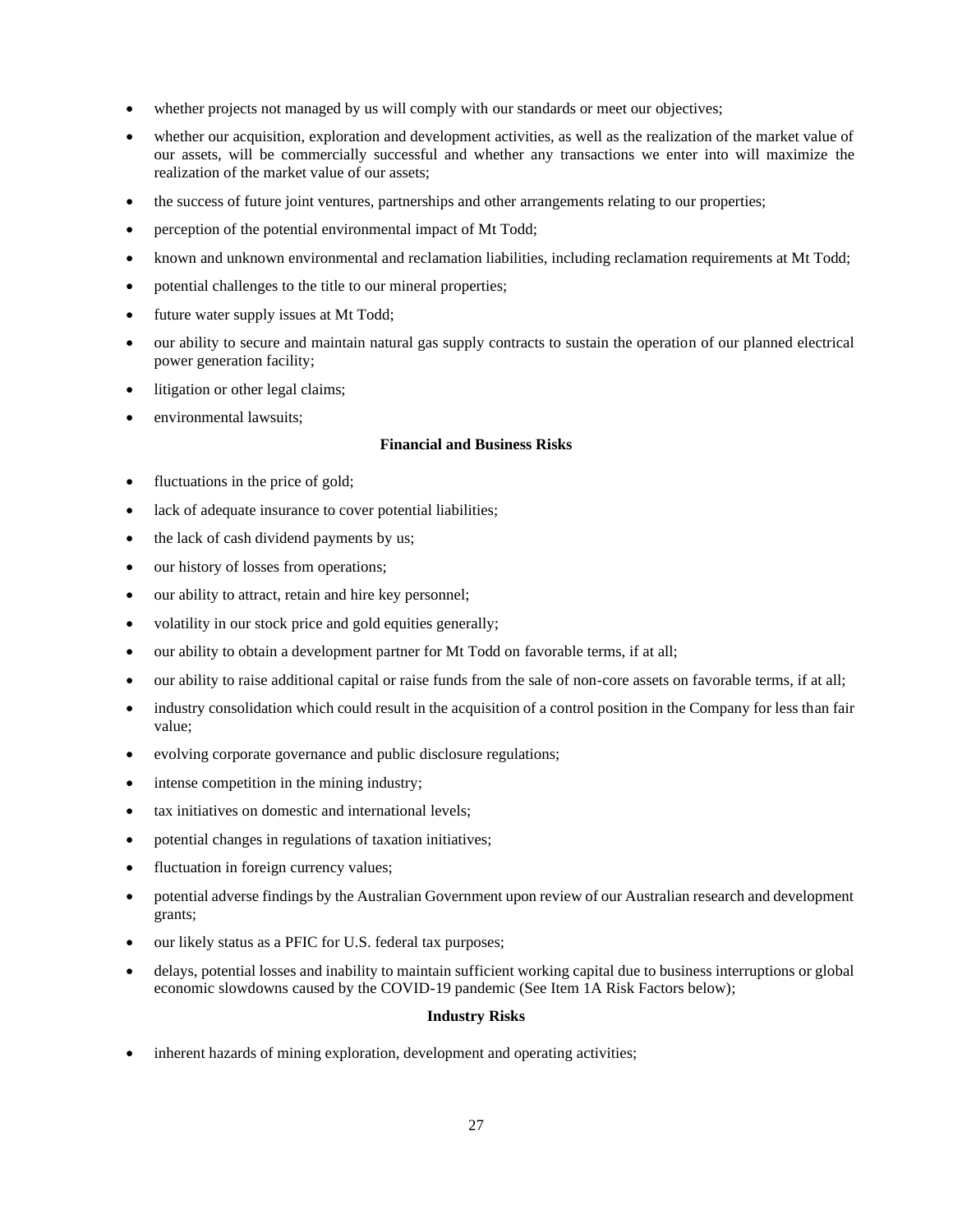- whether projects not managed by us will comply with our standards or meet our objectives;
- whether our acquisition, exploration and development activities, as well as the realization of the market value of our assets, will be commercially successful and whether any transactions we enter into will maximize the realization of the market value of our assets;
- the success of future joint ventures, partnerships and other arrangements relating to our properties;
- perception of the potential environmental impact of Mt Todd;
- known and unknown environmental and reclamation liabilities, including reclamation requirements at Mt Todd;
- potential challenges to the title to our mineral properties;
- future water supply issues at Mt Todd;
- our ability to secure and maintain natural gas supply contracts to sustain the operation of our planned electrical power generation facility;
- litigation or other legal claims;
- environmental lawsuits;

**Financial and Business Risks**

- fluctuations in the price of gold;
- lack of adequate insurance to cover potential liabilities;
- the lack of cash dividend payments by us;
- our history of losses from operations;
- our ability to attract, retain and hire key personnel;
- volatility in our stock price and gold equities generally;
- our ability to obtain a development partner for Mt Todd on favorable terms, if at all;
- our ability to raise additional capital or raise funds from the sale of non-core assets on favorable terms, if at all;
- industry consolidation which could result in the acquisition of a control position in the Company for less than fair value;
- evolving corporate governance and public disclosure regulations;
- intense competition in the mining industry;
- tax initiatives on domestic and international levels;
- potential changes in regulations of taxation initiatives;
- fluctuation in foreign currency values;
- potential adverse findings by the Australian Government upon review of our Australian research and development grants;
- our likely status as a PFIC for U.S. federal tax purposes;
- delays, potential losses and inability to maintain sufficient working capital due to business interruptions or global economic slowdowns caused by the COVID-19 pandemic (See Item 1A Risk Factors below);

**Industry Risks**

- inherent hazards of mining exploration, development and operating activities;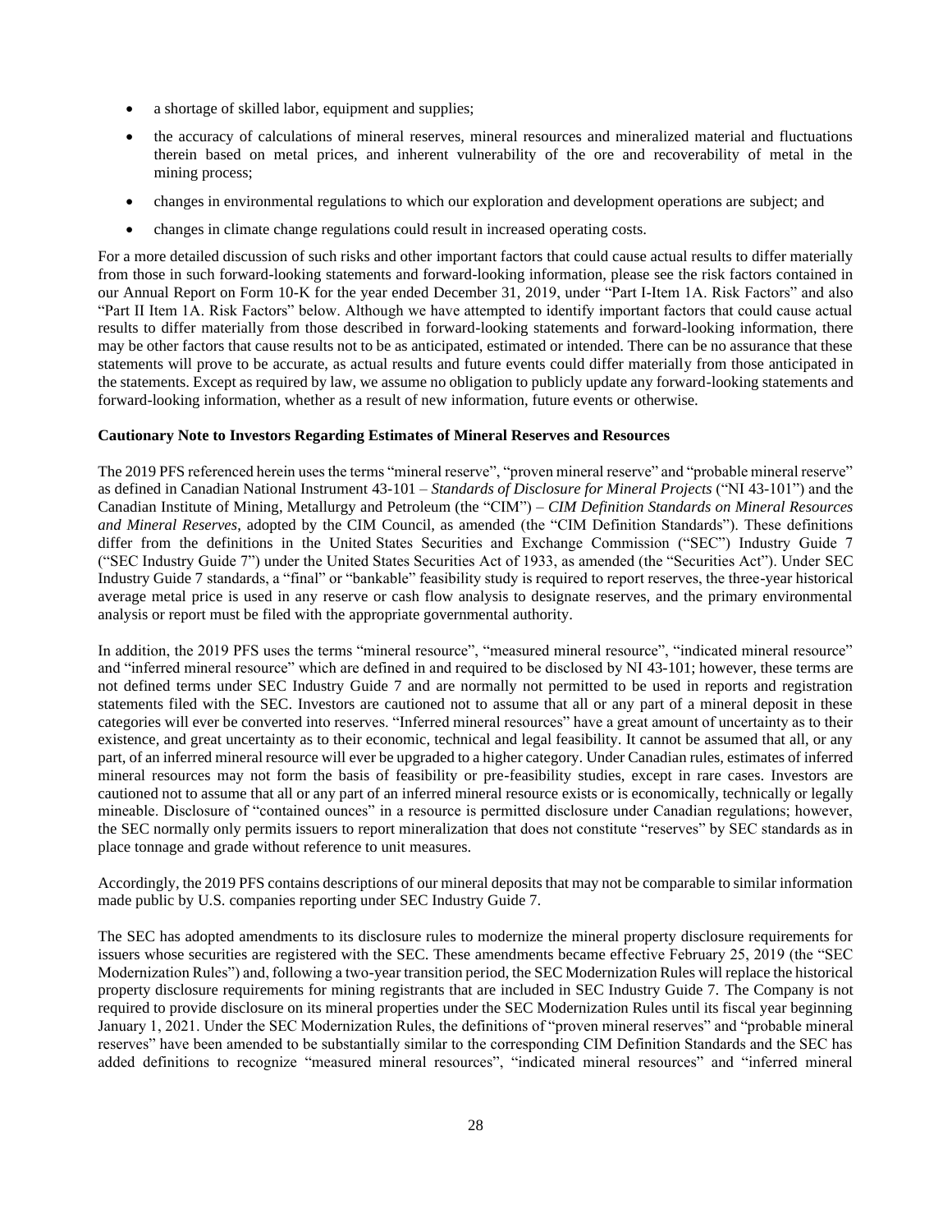- a shortage of skilled labor, equipment and supplies;
- the accuracy of calculations of mineral reserves, mineral resources and mineralized material and fluctuations therein based on metal prices, and inherent vulnerability of the ore and recoverability of metal in the mining process;
- changes in environmental regulations to which our exploration and development operations are subject; and
- changes in climate change regulations could result in increased operating costs.

For a more detailed discussion of such risks and other important factors that could cause actual results to differ materially from those in such forward-looking statements and forward-looking information, please see the risk factors contained in our Annual Report on Form 10-K for the year ended December 31, 2019, under "Part I-Item 1A. Risk Factors" and also "Part II Item 1A. Risk Factors" below. Although we have attempted to identify important factors that could cause actual results to differ materially from those described in forward-looking statements and forward-looking information, there may be other factors that cause results not to be as anticipated, estimated or intended. There can be no assurance that these statements will prove to be accurate, as actual results and future events could differ materially from those anticipated in the statements. Except as required by law, we assume no obligation to publicly update any forward-looking statements and forward-looking information, whether as a result of new information, future events or otherwise.

**Cautionary Note to Investors Regarding Estimates of Mineral Reserves and Resources**

The 2019 PFS referenced herein uses the terms "mineral reserve", "proven mineral reserve" and "probable mineral reserve" as defined in Canadian National Instrument 43-101 – *Standards of Disclosure for Mineral Projects* ("NI 43-101") and the Canadian Institute of Mining, Metallurgy and Petroleum (the "CIM") – *CIM Definition Standards on Mineral Resources and Mineral Reserves*, adopted by the CIM Council, as amended (the "CIM Definition Standards"). These definitions differ from the definitions in the United States Securities and Exchange Commission ("SEC") Industry Guide 7 ("SEC Industry Guide 7") under the United States Securities Act of 1933, as amended (the "Securities Act"). Under SEC Industry Guide 7 standards, a "final" or "bankable" feasibility study is required to report reserves, the three-year historical average metal price is used in any reserve or cash flow analysis to designate reserves, and the primary environmental analysis or report must be filed with the appropriate governmental authority.

In addition, the 2019 PFS uses the terms "mineral resource", "measured mineral resource", "indicated mineral resource" and "inferred mineral resource" which are defined in and required to be disclosed by NI 43-101; however, these terms are not defined terms under SEC Industry Guide 7 and are normally not permitted to be used in reports and registration statements filed with the SEC. Investors are cautioned not to assume that all or any part of a mineral deposit in these categories will ever be converted into reserves. "Inferred mineral resources" have a great amount of uncertainty as to their existence, and great uncertainty as to their economic, technical and legal feasibility. It cannot be assumed that all, or any part, of an inferred mineral resource will ever be upgraded to a higher category. Under Canadian rules, estimates of inferred mineral resources may not form the basis of feasibility or pre-feasibility studies, except in rare cases. Investors are cautioned not to assume that all or any part of an inferred mineral resource exists or is economically, technically or legally mineable. Disclosure of "contained ounces" in a resource is permitted disclosure under Canadian regulations; however, the SEC normally only permits issuers to report mineralization that does not constitute "reserves" by SEC standards as in place tonnage and grade without reference to unit measures.

Accordingly, the 2019 PFS contains descriptions of our mineral deposits that may not be comparable to similar information made public by U.S. companies reporting under SEC Industry Guide 7.

The SEC has adopted amendments to its disclosure rules to modernize the mineral property disclosure requirements for issuers whose securities are registered with the SEC. These amendments became effective February 25, 2019 (the "SEC Modernization Rules") and, following a two-year transition period, the SEC Modernization Rules will replace the historical property disclosure requirements for mining registrants that are included in SEC Industry Guide 7. The Company is not required to provide disclosure on its mineral properties under the SEC Modernization Rules until its fiscal year beginning January 1, 2021. Under the SEC Modernization Rules, the definitions of "proven mineral reserves" and "probable mineral reserves" have been amended to be substantially similar to the corresponding CIM Definition Standards and the SEC has added definitions to recognize "measured mineral resources", "indicated mineral resources" and "inferred mineral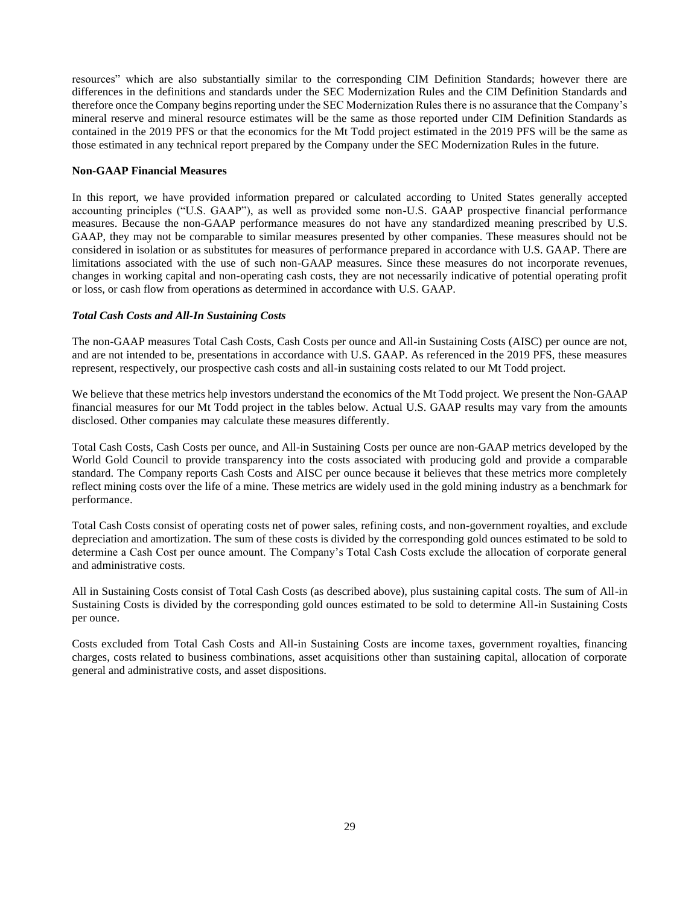resources" which are also substantially similar to the corresponding CIM Definition Standards; however there are differences in the definitions and standards under the SEC Modernization Rules and the CIM Definition Standards and therefore once the Company begins reporting under the SEC Modernization Rules there is no assurance that the Company's mineral reserve and mineral resource estimates will be the same as those reported under CIM Definition Standards as contained in the 2019 PFS or that the economics for the Mt Todd project estimated in the 2019 PFS will be the same as those estimated in any technical report prepared by the Company under the SEC Modernization Rules in the future.

**Non-GAAP Financial Measures**

In this report, we have provided information prepared or calculated according to United States generally accepted accounting principles ("U.S. GAAP"), as well as provided some non-U.S. GAAP prospective financial performance measures. Because the non-GAAP performance measures do not have any standardized meaning prescribed by U.S. GAAP, they may not be comparable to similar measures presented by other companies. These measures should not be considered in isolation or as substitutes for measures of performance prepared in accordance with U.S. GAAP. There are limitations associated with the use of such non-GAAP measures. Since these measures do not incorporate revenues, changes in working capital and non-operating cash costs, they are not necessarily indicative of potential operating profit or loss, or cash flow from operations as determined in accordance with U.S. GAAP.

***Total Cash Costs and All-In Sustaining Costs***

The non-GAAP measures Total Cash Costs, Cash Costs per ounce and All-in Sustaining Costs (AISC) per ounce are not, and are not intended to be, presentations in accordance with U.S. GAAP. As referenced in the 2019 PFS, these measures represent, respectively, our prospective cash costs and all-in sustaining costs related to our Mt Todd project.

We believe that these metrics help investors understand the economics of the Mt Todd project. We present the Non-GAAP financial measures for our Mt Todd project in the tables below. Actual U.S. GAAP results may vary from the amounts disclosed. Other companies may calculate these measures differently.

Total Cash Costs, Cash Costs per ounce, and All-in Sustaining Costs per ounce are non-GAAP metrics developed by the World Gold Council to provide transparency into the costs associated with producing gold and provide a comparable standard. The Company reports Cash Costs and AISC per ounce because it believes that these metrics more completely reflect mining costs over the life of a mine. These metrics are widely used in the gold mining industry as a benchmark for performance.

Total Cash Costs consist of operating costs net of power sales, refining costs, and non-government royalties, and exclude depreciation and amortization. The sum of these costs is divided by the corresponding gold ounces estimated to be sold to determine a Cash Cost per ounce amount. The Company's Total Cash Costs exclude the allocation of corporate general and administrative costs.

All in Sustaining Costs consist of Total Cash Costs (as described above), plus sustaining capital costs. The sum of All-in Sustaining Costs is divided by the corresponding gold ounces estimated to be sold to determine All-in Sustaining Costs per ounce.

Costs excluded from Total Cash Costs and All-in Sustaining Costs are income taxes, government royalties, financing charges, costs related to business combinations, asset acquisitions other than sustaining capital, allocation of corporate general and administrative costs, and asset dispositions.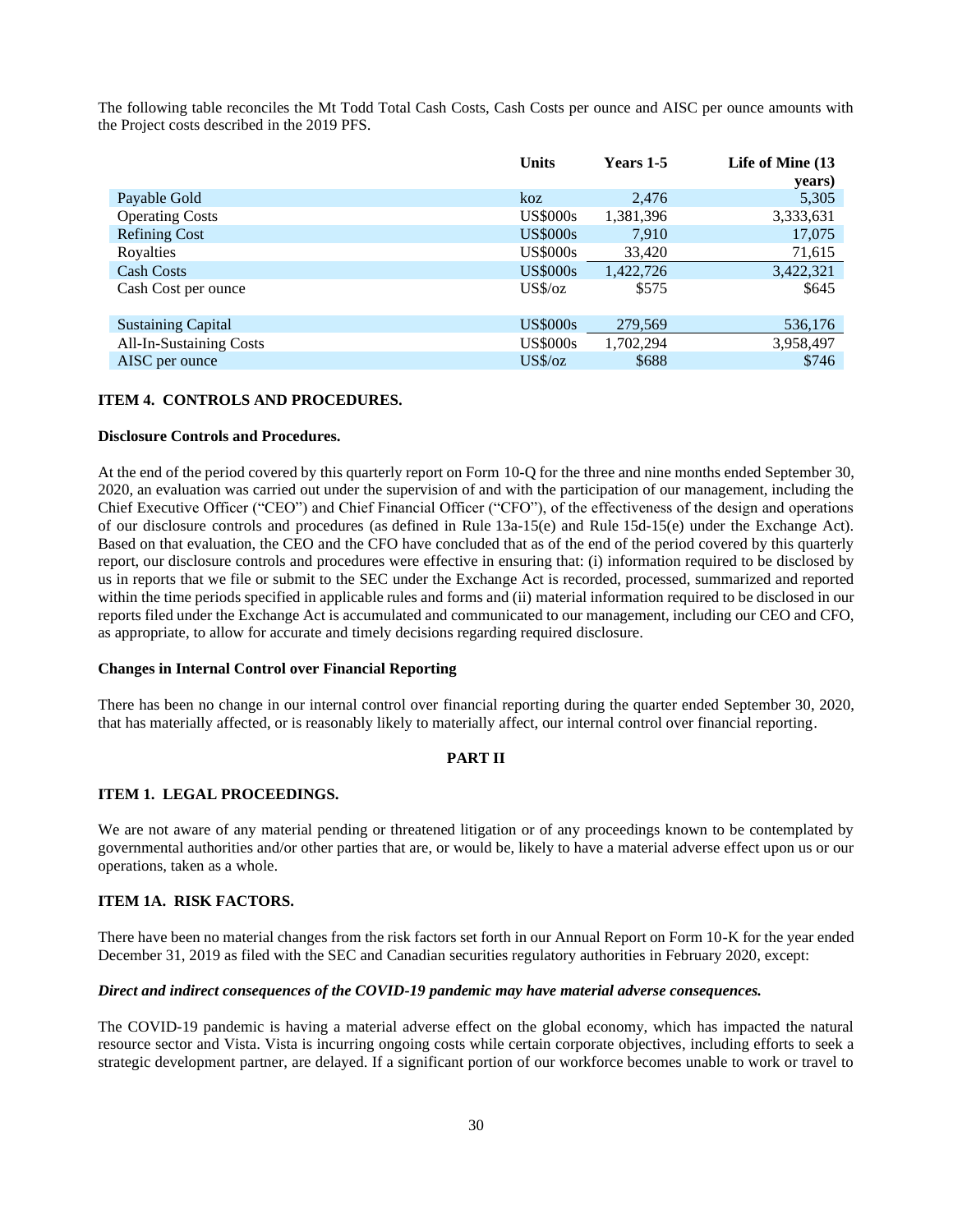The following table reconciles the Mt Todd Total Cash Costs, Cash Costs per ounce and AISC per ounce amounts with the Project costs described in the 2019 PFS.

| | Units | Years 1-5 | Life of Mine (13 years) |
|---|---|---|---|
| Payable Gold | koz | 2,476 | 5,305 |
| Operating Costs | US$000s | 1,381,396 | 3,333,631 |
| Refining Cost | US$000s | 7,910 | 17,075 |
| Royalties | US$000s | 33,420 | 71,615 |
| Cash Costs | US$000s | 1,422,726 | 3,422,321 |
| Cash Cost per ounce | US$/oz | $575 | $645 |
| | | | |
| Sustaining Capital | US$000s | 279,569 | 536,176 |
| All-In-Sustaining Costs | US$000s | 1,702,294 | 3,958,497 |
| AISC per ounce | US$/oz | $688 | $746 |

### ITEM 4. CONTROLS AND PROCEDURES.

**Disclosure Controls and Procedures.**

At the end of the period covered by this quarterly report on Form 10-Q for the three and nine months ended September 30, 2020, an evaluation was carried out under the supervision of and with the participation of our management, including the Chief Executive Officer ("CEO") and Chief Financial Officer ("CFO"), of the effectiveness of the design and operations of our disclosure controls and procedures (as defined in Rule 13a-15(e) and Rule 15d-15(e) under the Exchange Act). Based on that evaluation, the CEO and the CFO have concluded that as of the end of the period covered by this quarterly report, our disclosure controls and procedures were effective in ensuring that: (i) information required to be disclosed by us in reports that we file or submit to the SEC under the Exchange Act is recorded, processed, summarized and reported within the time periods specified in applicable rules and forms and (ii) material information required to be disclosed in our reports filed under the Exchange Act is accumulated and communicated to our management, including our CEO and CFO, as appropriate, to allow for accurate and timely decisions regarding required disclosure.

**Changes in Internal Control over Financial Reporting**

There has been no change in our internal control over financial reporting during the quarter ended September 30, 2020, that has materially affected, or is reasonably likely to materially affect, our internal control over financial reporting.

## PART II

### ITEM 1. LEGAL PROCEEDINGS.

We are not aware of any material pending or threatened litigation or of any proceedings known to be contemplated by governmental authorities and/or other parties that are, or would be, likely to have a material adverse effect upon us or our operations, taken as a whole.

### ITEM 1A. RISK FACTORS.

There have been no material changes from the risk factors set forth in our Annual Report on Form 10-K for the year ended December 31, 2019 as filed with the SEC and Canadian securities regulatory authorities in February 2020, except:

***Direct and indirect consequences of the COVID-19 pandemic may have material adverse consequences.***

The COVID-19 pandemic is having a material adverse effect on the global economy, which has impacted the natural resource sector and Vista. Vista is incurring ongoing costs while certain corporate objectives, including efforts to seek a strategic development partner, are delayed. If a significant portion of our workforce becomes unable to work or travel to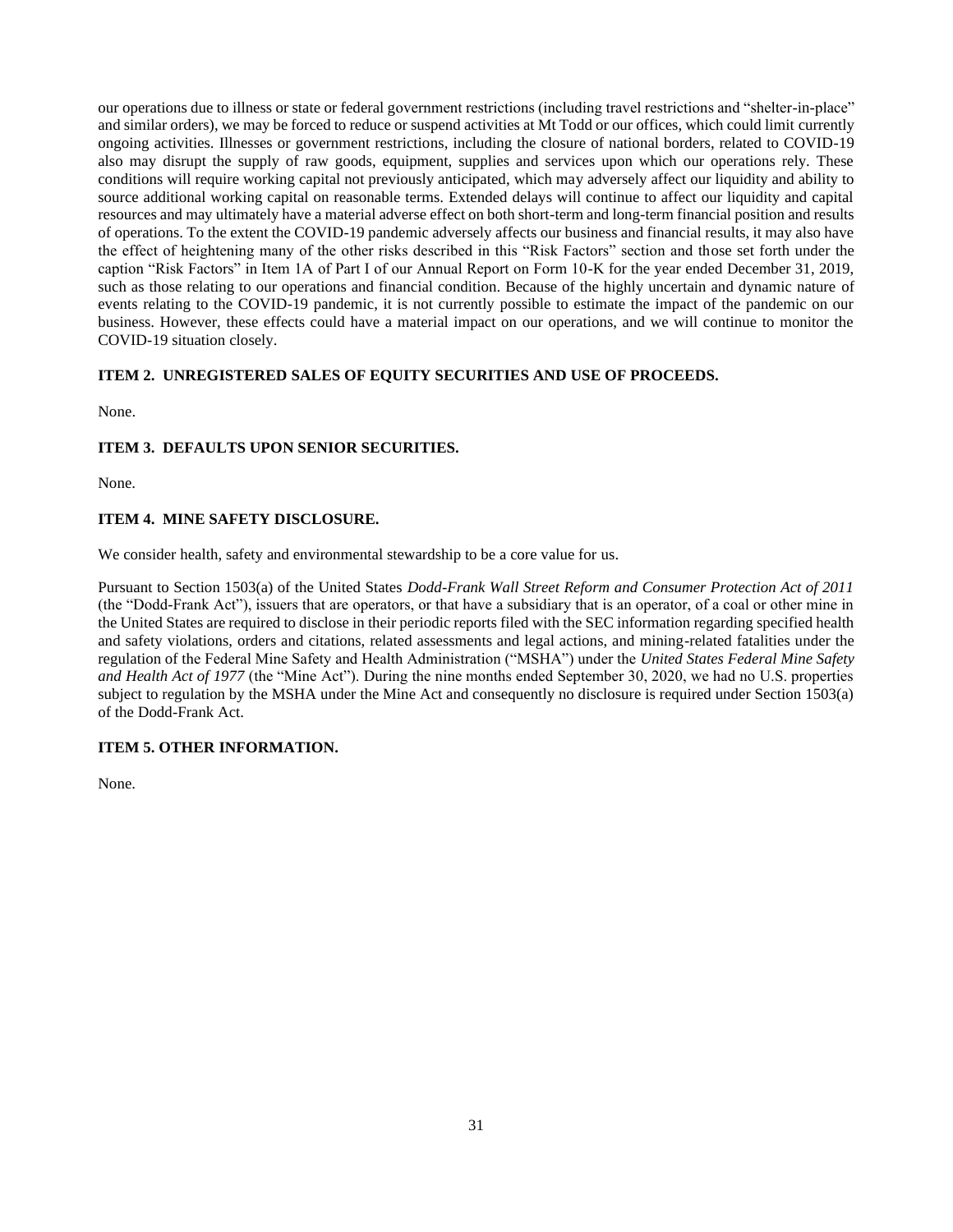our operations due to illness or state or federal government restrictions (including travel restrictions and "shelter-in-place" and similar orders), we may be forced to reduce or suspend activities at Mt Todd or our offices, which could limit currently ongoing activities. Illnesses or government restrictions, including the closure of national borders, related to COVID-19 also may disrupt the supply of raw goods, equipment, supplies and services upon which our operations rely. These conditions will require working capital not previously anticipated, which may adversely affect our liquidity and ability to source additional working capital on reasonable terms. Extended delays will continue to affect our liquidity and capital resources and may ultimately have a material adverse effect on both short-term and long-term financial position and results of operations. To the extent the COVID-19 pandemic adversely affects our business and financial results, it may also have the effect of heightening many of the other risks described in this "Risk Factors" section and those set forth under the caption "Risk Factors" in Item 1A of Part I of our Annual Report on Form 10-K for the year ended December 31, 2019, such as those relating to our operations and financial condition. Because of the highly uncertain and dynamic nature of events relating to the COVID-19 pandemic, it is not currently possible to estimate the impact of the pandemic on our business. However, these effects could have a material impact on our operations, and we will continue to monitor the COVID-19 situation closely.

### ITEM 2. UNREGISTERED SALES OF EQUITY SECURITIES AND USE OF PROCEEDS.

None.

### ITEM 3. DEFAULTS UPON SENIOR SECURITIES.

None.

### ITEM 4. MINE SAFETY DISCLOSURE.

We consider health, safety and environmental stewardship to be a core value for us.

Pursuant to Section 1503(a) of the United States *Dodd-Frank Wall Street Reform and Consumer Protection Act of 2011* (the "Dodd-Frank Act"), issuers that are operators, or that have a subsidiary that is an operator, of a coal or other mine in the United States are required to disclose in their periodic reports filed with the SEC information regarding specified health and safety violations, orders and citations, related assessments and legal actions, and mining-related fatalities under the regulation of the Federal Mine Safety and Health Administration ("MSHA") under the *United States Federal Mine Safety and Health Act of 1977* (the "Mine Act"). During the nine months ended September 30, 2020, we had no U.S. properties subject to regulation by the MSHA under the Mine Act and consequently no disclosure is required under Section 1503(a) of the Dodd-Frank Act.

### ITEM 5. OTHER INFORMATION.

None.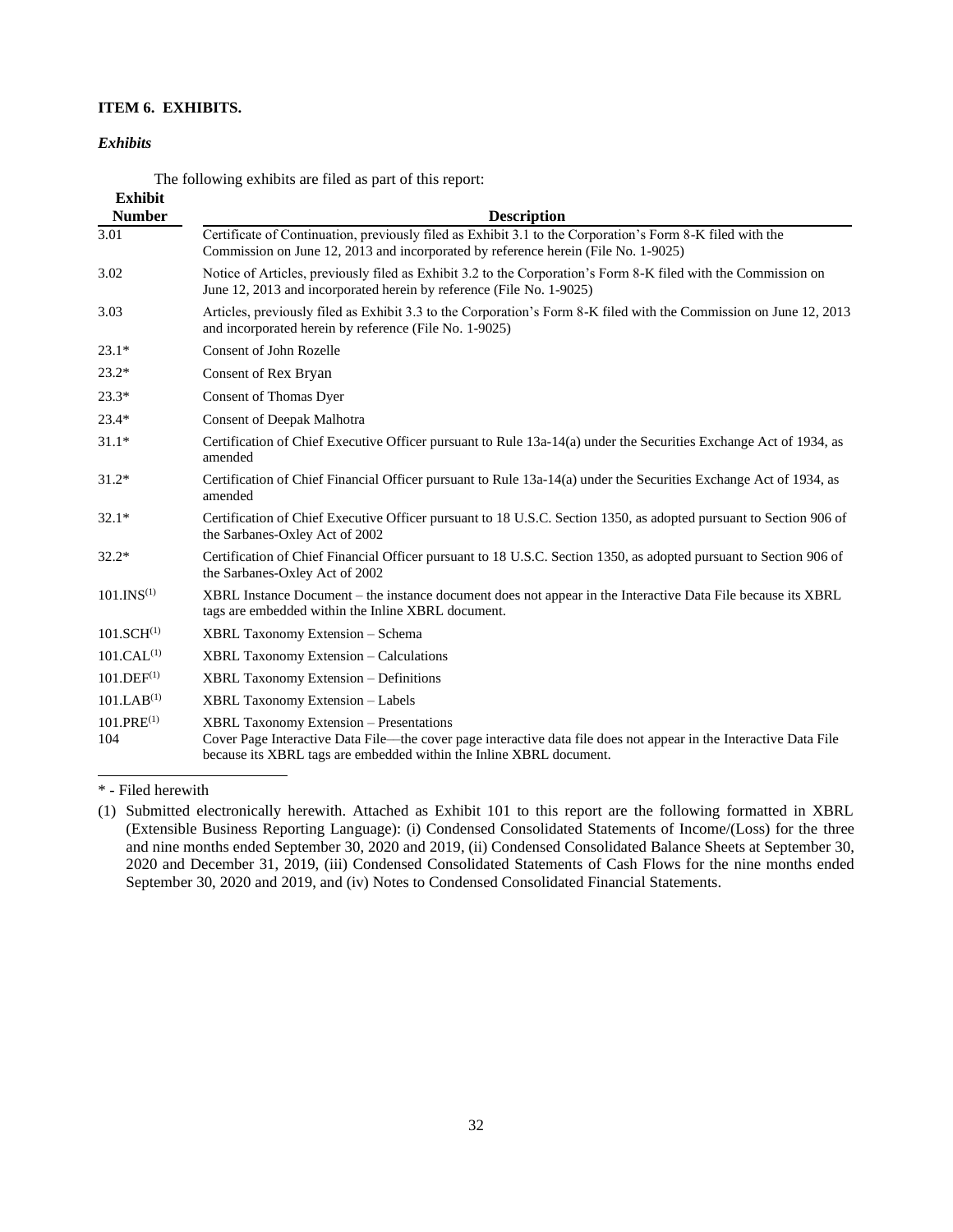### ITEM 6. EXHIBITS.

***Exhibits***

The following exhibits are filed as part of this report:

| Exhibit Number | Description |
|---|---|
| 3.01 | Certificate of Continuation, previously filed as Exhibit 3.1 to the Corporation's Form 8-K filed with the Commission on June 12, 2013 and incorporated by reference herein (File No. 1-9025) |
| 3.02 | Notice of Articles, previously filed as Exhibit 3.2 to the Corporation's Form 8-K filed with the Commission on June 12, 2013 and incorporated herein by reference (File No. 1-9025) |
| 3.03 | Articles, previously filed as Exhibit 3.3 to the Corporation's Form 8-K filed with the Commission on June 12, 2013 and incorporated herein by reference (File No. 1-9025) |
| 23.1* | Consent of John Rozelle |
| 23.2* | Consent of Rex Bryan |
| 23.3* | Consent of Thomas Dyer |
| 23.4* | Consent of Deepak Malhotra |
| 31.1* | Certification of Chief Executive Officer pursuant to Rule 13a-14(a) under the Securities Exchange Act of 1934, as amended |
| 31.2* | Certification of Chief Financial Officer pursuant to Rule 13a-14(a) under the Securities Exchange Act of 1934, as amended |
| 32.1* | Certification of Chief Executive Officer pursuant to 18 U.S.C. Section 1350, as adopted pursuant to Section 906 of the Sarbanes-Oxley Act of 2002 |
| 32.2* | Certification of Chief Financial Officer pursuant to 18 U.S.C. Section 1350, as adopted pursuant to Section 906 of the Sarbanes-Oxley Act of 2002 |
| 101.INS(1) | XBRL Instance Document – the instance document does not appear in the Interactive Data File because its XBRL tags are embedded within the Inline XBRL document. |
| 101.SCH(1) | XBRL Taxonomy Extension – Schema |
| 101.CAL(1) | XBRL Taxonomy Extension – Calculations |
| 101.DEF(1) | XBRL Taxonomy Extension – Definitions |
| 101.LAB(1) | XBRL Taxonomy Extension – Labels |
| 101.PRE(1) | XBRL Taxonomy Extension – Presentations |
| 104 | Cover Page Interactive Data File—the cover page interactive data file does not appear in the Interactive Data File because its XBRL tags are embedded within the Inline XBRL document. |

\* - Filed herewith

(1) Submitted electronically herewith. Attached as Exhibit 101 to this report are the following formatted in XBRL (Extensible Business Reporting Language): (i) Condensed Consolidated Statements of Income/(Loss) for the three and nine months ended September 30, 2020 and 2019, (ii) Condensed Consolidated Balance Sheets at September 30, 2020 and December 31, 2019, (iii) Condensed Consolidated Statements of Cash Flows for the nine months ended September 30, 2020 and 2019, and (iv) Notes to Condensed Consolidated Financial Statements.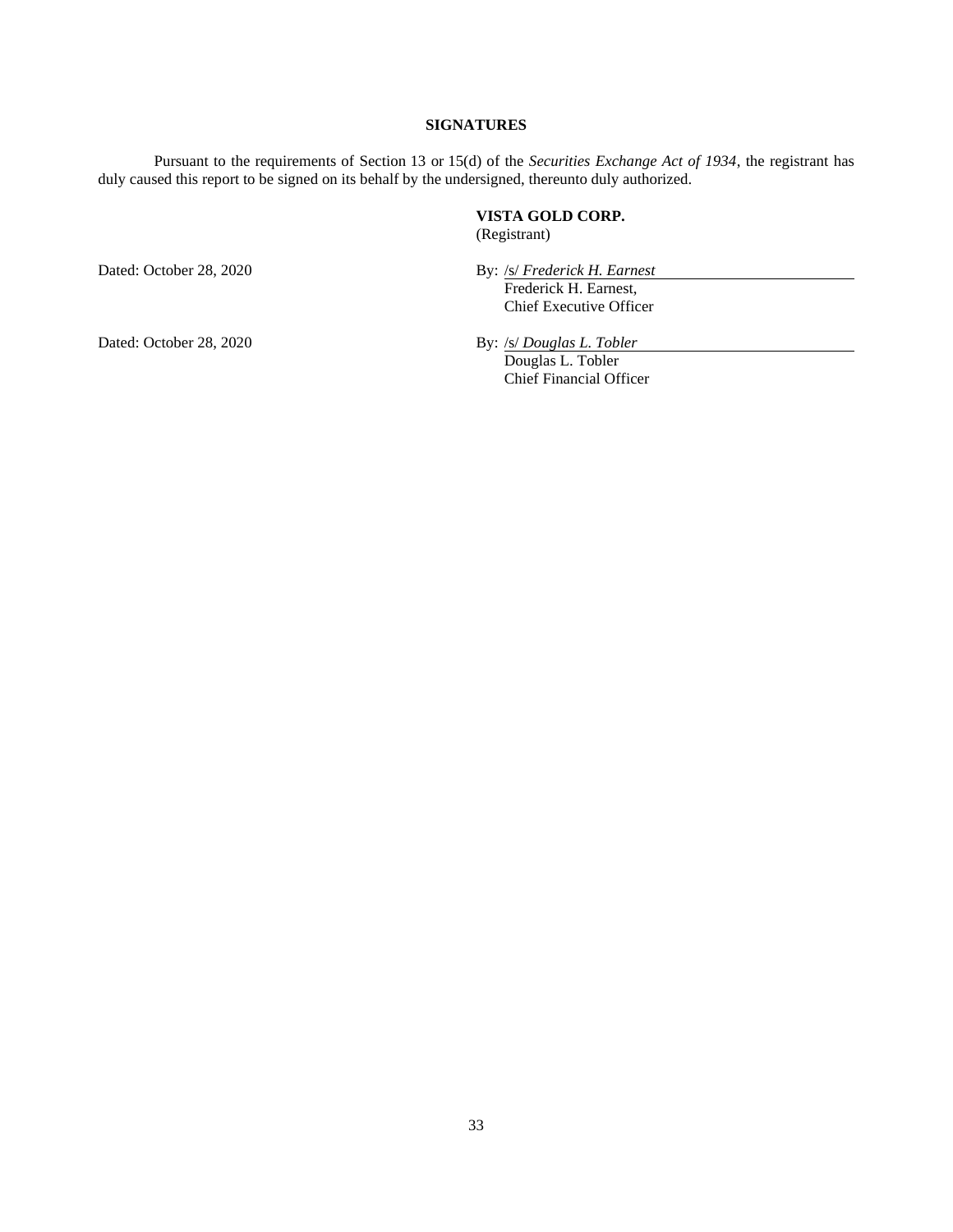**SIGNATURES**

Pursuant to the requirements of Section 13 or 15(d) of the *Securities Exchange Act of 1934*, the registrant has duly caused this report to be signed on its behalf by the undersigned, thereunto duly authorized.

**VISTA GOLD CORP.**
(Registrant)

Dated: October 28, 2020

By: /s/ *Frederick H. Earnest*
Frederick H. Earnest,
Chief Executive Officer

Dated: October 28, 2020

By: /s/ *Douglas L. Tobler*
Douglas L. Tobler
Chief Financial Officer